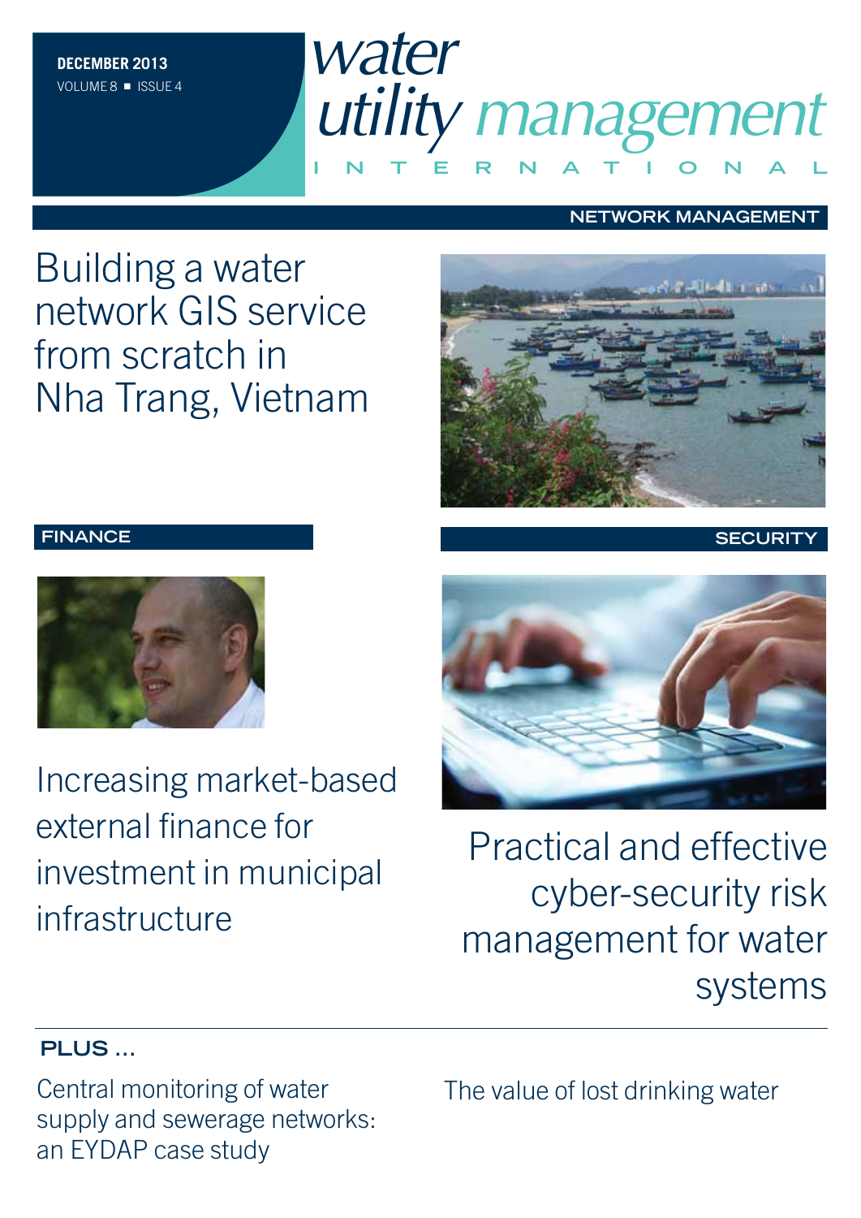DECEMBER 2013
VOLUME 8 ■ ISSUE 4

# water utility management INTERNATIONAL

NETWORK MANAGEMENT

## Building a water network GIS service from scratch in Nha Trang, Vietnam

FINANCE

## Increasing market-based external finance for investment in municipal infrastructure

SECURITY

## Practical and effective cyber-security risk management for water systems

PLUS ...

Central monitoring of water supply and sewerage networks: an EYDAP case study

The value of lost drinking water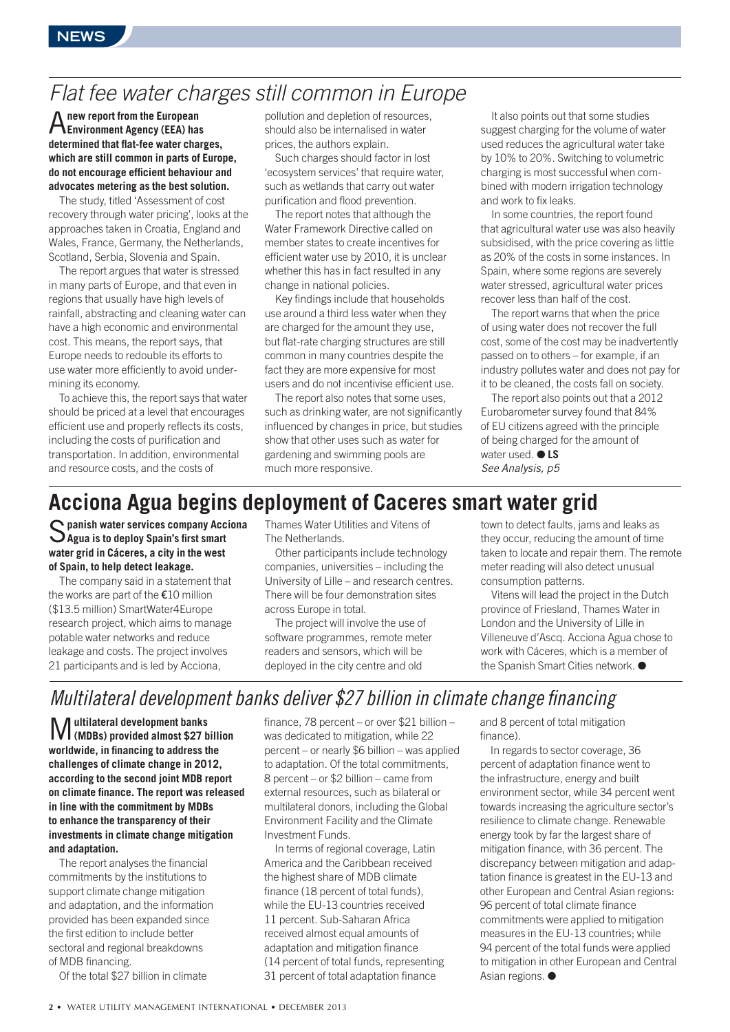NEWS

# Flat fee water charges still common in Europe

**A new report from the European Environment Agency (EEA) has determined that flat-fee water charges, which are still common in parts of Europe, do not encourage efficient behaviour and advocates metering as the best solution.**

The study, titled 'Assessment of cost recovery through water pricing', looks at the approaches taken in Croatia, England and Wales, France, Germany, the Netherlands, Scotland, Serbia, Slovenia and Spain.

The report argues that water is stressed in many parts of Europe, and that even in regions that usually have high levels of rainfall, abstracting and cleaning water can have a high economic and environmental cost. This means, the report says, that Europe needs to redouble its efforts to use water more efficiently to avoid undermining its economy.

To achieve this, the report says that water should be priced at a level that encourages efficient use and properly reflects its costs, including the costs of purification and transportation. In addition, environmental and resource costs, and the costs of pollution and depletion of resources, should also be internalised in water prices, the authors explain.

Such charges should factor in lost 'ecosystem services' that require water, such as wetlands that carry out water purification and flood prevention.

The report notes that although the Water Framework Directive called on member states to create incentives for efficient water use by 2010, it is unclear whether this has in fact resulted in any change in national policies.

Key findings include that households use around a third less water when they are charged for the amount they use, but flat-rate charging structures are still common in many countries despite the fact they are more expensive for most users and do not incentivise efficient use.

The report also notes that some uses, such as drinking water, are not significantly influenced by changes in price, but studies show that other uses such as water for gardening and swimming pools are much more responsive.

It also points out that some studies suggest charging for the volume of water used reduces the agricultural water take by 10% to 20%. Switching to volumetric charging is most successful when combined with modern irrigation technology and work to fix leaks.

In some countries, the report found that agricultural water use was also heavily subsidised, with the price covering as little as 20% of the costs in some instances. In Spain, where some regions are severely water stressed, agricultural water prices recover less than half of the cost.

The report warns that when the price of using water does not recover the full cost, some of the cost may be inadvertently passed on to others – for example, if an industry pollutes water and does not pay for it to be cleaned, the costs fall on society.

The report also points out that a 2012 Eurobarometer survey found that 84% of EU citizens agreed with the principle of being charged for the amount of water used. ● **LS**

*See Analysis, p5*

# Acciona Agua begins deployment of Caceres smart water grid

**Spanish water services company Acciona Agua is to deploy Spain's first smart water grid in Cáceres, a city in the west of Spain, to help detect leakage.**

The company said in a statement that the works are part of the €10 million ($13.5 million) SmartWater4Europe research project, which aims to manage potable water networks and reduce leakage and costs. The project involves 21 participants and is led by Acciona, Thames Water Utilities and Vitens of The Netherlands.

Other participants include technology companies, universities – including the University of Lille – and research centres. There will be four demonstration sites across Europe in total.

The project will involve the use of software programmes, remote meter readers and sensors, which will be deployed in the city centre and old town to detect faults, jams and leaks as they occur, reducing the amount of time taken to locate and repair them. The remote meter reading will also detect unusual consumption patterns.

Vitens will lead the project in the Dutch province of Friesland, Thames Water in London and the University of Lille in Villeneuve d'Ascq. Acciona Agua chose to work with Cáceres, which is a member of the Spanish Smart Cities network. ●

# Multilateral development banks deliver $27 billion in climate change financing

**Multilateral development banks (MDBs) provided almost $27 billion worldwide, in financing to address the challenges of climate change in 2012, according to the second joint MDB report on climate finance. The report was released in line with the commitment by MDBs to enhance the transparency of their investments in climate change mitigation and adaptation.**

The report analyses the financial commitments by the institutions to support climate change mitigation and adaptation, and the information provided has been expanded since the first edition to include better sectoral and regional breakdowns of MDB financing.

Of the total $27 billion in climate finance, 78 percent – or over $21 billion – was dedicated to mitigation, while 22 percent – or nearly $6 billion – was applied to adaptation. Of the total commitments, 8 percent – or $2 billion – came from external resources, such as bilateral or multilateral donors, including the Global Environment Facility and the Climate Investment Funds.

In terms of regional coverage, Latin America and the Caribbean received the highest share of MDB climate finance (18 percent of total funds), while the EU-13 countries received 11 percent. Sub-Saharan Africa received almost equal amounts of adaptation and mitigation finance (14 percent of total funds, representing 31 percent of total adaptation finance and 8 percent of total mitigation finance).

In regards to sector coverage, 36 percent of adaptation finance went to the infrastructure, energy and built environment sector, while 34 percent went towards increasing the agriculture sector's resilience to climate change. Renewable energy took by far the largest share of mitigation finance, with 36 percent. The discrepancy between mitigation and adaptation finance is greatest in the EU-13 and other European and Central Asian regions: 96 percent of total climate finance commitments were applied to mitigation measures in the EU-13 countries; while 94 percent of the total funds were applied to mitigation in other European and Central Asian regions. ●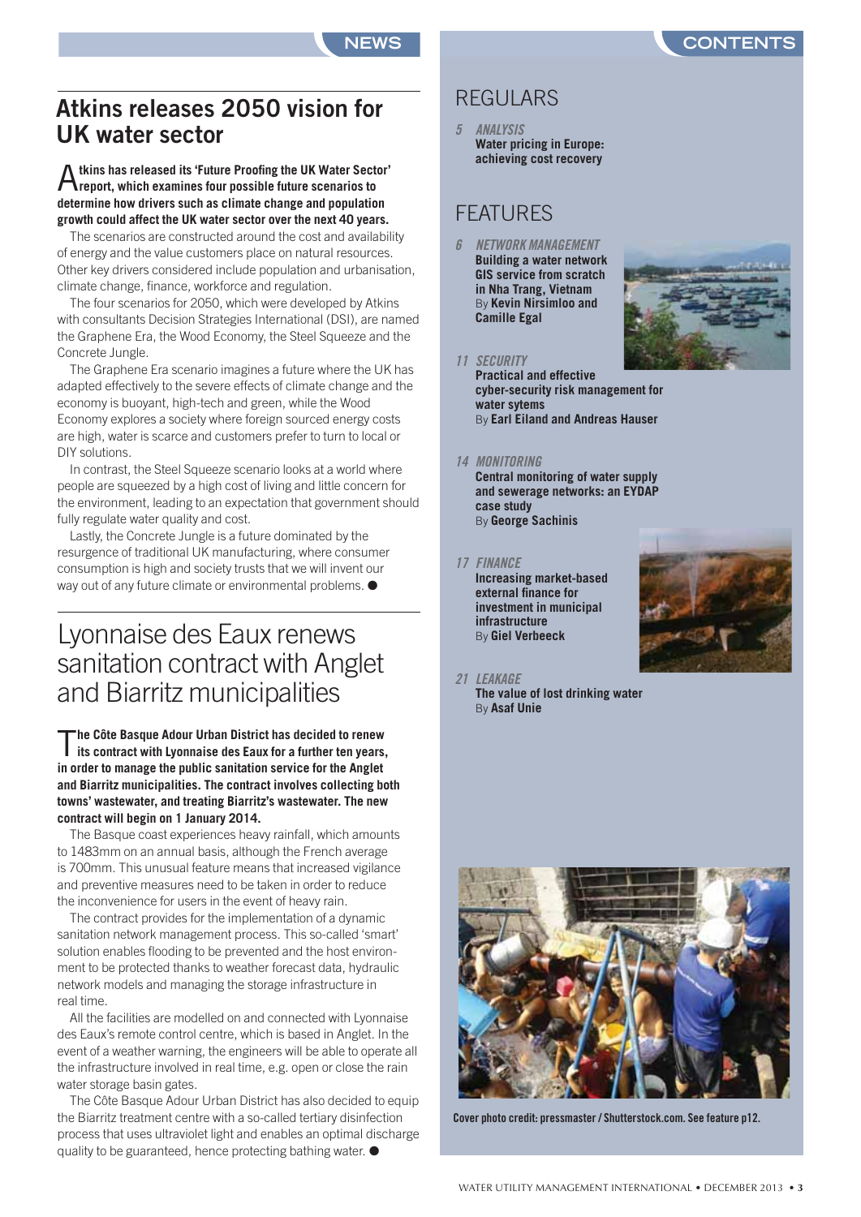NEWS

## Atkins releases 2050 vision for UK water sector

**Atkins has released its 'Future Proofing the UK Water Sector' report, which examines four possible future scenarios to determine how drivers such as climate change and population growth could affect the UK water sector over the next 40 years.**

The scenarios are constructed around the cost and availability of energy and the value customers place on natural resources. Other key drivers considered include population and urbanisation, climate change, finance, workforce and regulation.

The four scenarios for 2050, which were developed by Atkins with consultants Decision Strategies International (DSI), are named the Graphene Era, the Wood Economy, the Steel Squeeze and the Concrete Jungle.

The Graphene Era scenario imagines a future where the UK has adapted effectively to the severe effects of climate change and the economy is buoyant, high-tech and green, while the Wood Economy explores a society where foreign sourced energy costs are high, water is scarce and customers prefer to turn to local or DIY solutions.

In contrast, the Steel Squeeze scenario looks at a world where people are squeezed by a high cost of living and little concern for the environment, leading to an expectation that government should fully regulate water quality and cost.

Lastly, the Concrete Jungle is a future dominated by the resurgence of traditional UK manufacturing, where consumer consumption is high and society trusts that we will invent our way out of any future climate or environmental problems. ●

## Lyonnaise des Eaux renews sanitation contract with Anglet and Biarritz municipalities

**The Côte Basque Adour Urban District has decided to renew its contract with Lyonnaise des Eaux for a further ten years, in order to manage the public sanitation service for the Anglet and Biarritz municipalities. The contract involves collecting both towns' wastewater, and treating Biarritz's wastewater. The new contract will begin on 1 January 2014.**

The Basque coast experiences heavy rainfall, which amounts to 1483mm on an annual basis, although the French average is 700mm. This unusual feature means that increased vigilance and preventive measures need to be taken in order to reduce the inconvenience for users in the event of heavy rain.

The contract provides for the implementation of a dynamic sanitation network management process. This so-called 'smart' solution enables flooding to be prevented and the host environment to be protected thanks to weather forecast data, hydraulic network models and managing the storage infrastructure in real time.

All the facilities are modelled on and connected with Lyonnaise des Eaux's remote control centre, which is based in Anglet. In the event of a weather warning, the engineers will be able to operate all the infrastructure involved in real time, e.g. open or close the rain water storage basin gates.

The Côte Basque Adour Urban District has also decided to equip the Biarritz treatment centre with a so-called tertiary disinfection process that uses ultraviolet light and enables an optimal discharge quality to be guaranteed, hence protecting bathing water. ●

CONTENTS

## REGULARS

*5 ANALYSIS*
**Water pricing in Europe: achieving cost recovery**

## FEATURES

*6 NETWORK MANAGEMENT*
**Building a water network GIS service from scratch in Nha Trang, Vietnam**
By **Kevin Nirsimloo and Camille Egal**

*11 SECURITY*
**Practical and effective cyber-security risk management for water sytems**
By **Earl Eiland and Andreas Hauser**

*14 MONITORING*
**Central monitoring of water supply and sewerage networks: an EYDAP case study**
By **George Sachinis**

*17 FINANCE*
**Increasing market-based external finance for investment in municipal infrastructure**
By **Giel Verbeeck**

*21 LEAKAGE*
**The value of lost drinking water**
By **Asaf Unie**

Cover photo credit: pressmaster / Shutterstock.com. See feature p12.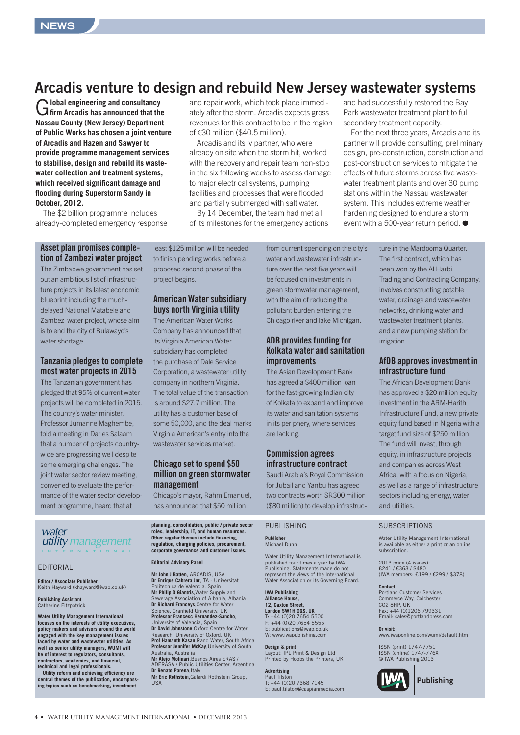NEWS

# Arcadis venture to design and rebuild New Jersey wastewater systems

**Global engineering and consultancy firm Arcadis has announced that the Nassau County (New Jersey) Department of Public Works has chosen a joint venture of Arcadis and Hazen and Sawyer to provide programme management services to stabilise, design and rebuild its wastewater collection and treatment systems, which received significant damage and flooding during Superstorm Sandy in October, 2012.**

The $2 billion programme includes already-completed emergency response and repair work, which took place immediately after the storm. Arcadis expects gross revenues for this contract to be in the region of €30 million ($40.5 million).

Arcadis and its jv partner, who were already on site when the storm hit, worked with the recovery and repair team non-stop in the six following weeks to assess damage to major electrical systems, pumping facilities and processes that were flooded and partially submerged with salt water.

By 14 December, the team had met all of its milestones for the emergency actions and had successfully restored the Bay Park wastewater treatment plant to full secondary treatment capacity.

For the next three years, Arcadis and its partner will provide consulting, preliminary design, pre-construction, construction and post-construction services to mitigate the effects of future storms across five wastewater treatment plants and over 30 pump stations within the Nassau wastewater system. This includes extreme weather hardening designed to endure a storm event with a 500-year return period. ●

## Asset plan promises completion of Zambezi water project

The Zimbabwe government has set out an ambitious list of infrastructure projects in its latest economic blueprint including the much-delayed National Matabeleland Zambezi water project, whose aim is to end the city of Bulawayo's water shortage.

## Tanzania pledges to complete most water projects in 2015

The Tanzanian government has pledged that 95% of current water projects will be completed in 2015. The country's water minister, Professor Jumanne Maghembe, told a meeting in Dar es Salaam that a number of projects countrywide are progressing well despite some emerging challenges. The joint water sector review meeting, convened to evaluate the performance of the water sector development programme, heard that at least $125 million will be needed to finish pending works before a proposed second phase of the project begins.

## American Water subsidiary buys north Virginia utility

The American Water Works Company has announced that its Virginia American Water subsidiary has completed the purchase of Dale Service Corporation, a wastewater utility company in northern Virginia. The total value of the transaction is around $27.7 million. The utility has a customer base of some 50,000, and the deal marks Virginia American's entry into the wastewater services market.

## Chicago set to spend $50 million on green stormwater management

Chicago's mayor, Rahm Emanuel, has announced that $50 million from current spending on the city's water and wastewater infrastructure over the next five years will be focused on investments in green stormwater management, with the aim of reducing the pollutant burden entering the Chicago river and lake Michigan.

## ADB provides funding for Kolkata water and sanitation improvements

The Asian Development Bank has agreed a $400 million loan for the fast-growing Indian city of Kolkata to expand and improve its water and sanitation systems in its periphery, where services are lacking.

## Commission agrees infrastructure contract

Saudi Arabia's Royal Commission for Jubail and Yanbu has agreed two contracts worth SR300 million ($80 million) to develop infrastructure in the Mardooma Quarter. The first contract, which has been won by the Al Harbi Trading and Contracting Company, involves constructing potable water, drainage and wastewater networks, drinking water and wastewater treatment plants, and a new pumping station for irrigation.

## AfDB approves investment in infrastructure fund

The African Development Bank has approved a $20 million equity investment in the ARM-Harith Infrastructure Fund, a new private equity fund based in Nigeria with a target fund size of $250 million. The fund will invest, through equity, in infrastructure projects and companies across West Africa, with a focus on Nigeria, as well as a range of infrastructure sectors including energy, water and utilities.

---

*water utility management* INTERNATIONAL

### EDITORIAL

**Editor / Associate Publisher**
Keith Hayward (khayward@iwap.co.uk)

**Publishing Assistant**
Catherine Fitzpatrick

**Water Utility Management International focuses on the interests of utility executives, policy makers and advisors around the world engaged with the key management issues faced by water and wastewater utilities. As well as senior utility managers, WUMI will be of interest to regulators, consultants, contractors, academics, and financial, technical and legal professionals.**

**Utility reform and achieving efficiency are central themes of the publication, encompassing topics such as benchmarking, investment planning, consolidation, public / private sector roles, leadership, IT, and human resources. Other regular themes include financing, regulation, charging policies, procurement, corporate governance and customer issues.**

**Editorial Advisory Panel**

**Mr John J Batten**, ARCADIS, USA
**Dr Enrique Cabrera Jnr**, ITA - Universitat Politecnica de Valencia, Spain
**Mr Philip D Giantris**, Water Supply and Sewerage Association of Albania, Albania
**Dr Richard Franceys**, Centre for Water Science, Cranfield University, UK
**Professor Francesc Hernandez-Sancho**, University of Valencia, Spain
**Dr David Johnstone**, Oxford Centre for Water Research, University of Oxford, UK
**Prof Hamanth Kasan**, Rand Water, South Africa
**Professor Jennifer McKay**, University of South Australia, Australia
**Mr Alejo Molinari**, Buenos Aires ERAS / ADERASA / Public Utilities Center, Argentina
**Dr Renato Parena**, Italy
**Mr Eric Rothstein**, Galardi Rothstein Group, USA

### PUBLISHING

**Publisher**
Michael Dunn

Water Utility Management International is published four times a year by IWA Publishing. Statements made do not represent the views of the International Water Association or its Governing Board.

**IWA Publishing**
**Alliance House,**
**12, Caxton Street,**
**London SW1H 0QS, UK**
T: +44 (0)20 7654 5500
F: +44 (0)20 7654 5555
E: publications@iwap.co.uk
W: www.iwapublishing.com

**Design & print**
Layout: IPL Print & Design Ltd
Printed by Hobbs the Printers, UK

**Advertising**
Paul Tilston
T: +44 (0)20 7368 7145
E: paul.tilston@caspianmedia.com

### SUBSCRIPTIONS

Water Utility Management International is available as either a print or an online subscription.

2013 price (4 issues):
£241 / €363 / $480
(IWA members: £199 / €299 / $378)

**Contact**
Portland Customer Services
Commerce Way, Colchester
CO2 8HP, UK
Fax: +44 (0)1206 799331
Email: sales@portlandpress.com

**Or visit:**
www.iwaponline.com/wumi/default.htm

ISSN (print) 1747-7751
ISSN (online) 1747-776X
© IWA Publishing 2013

IWA Publishing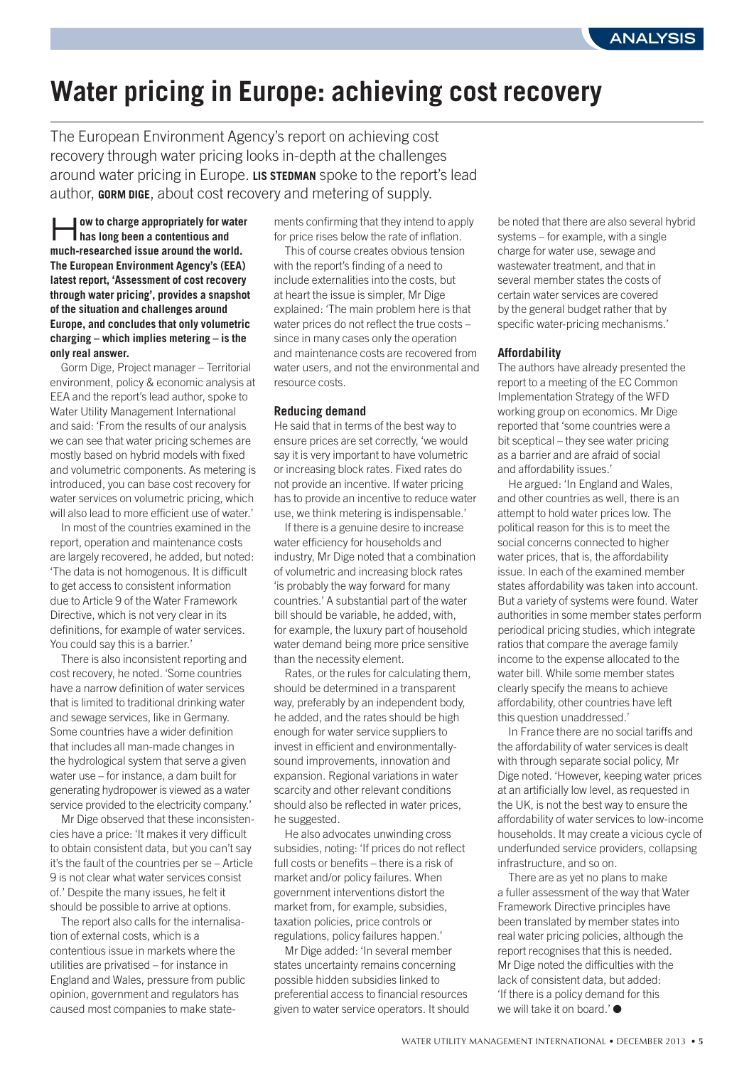# Water pricing in Europe: achieving cost recovery

The European Environment Agency's report on achieving cost recovery through water pricing looks in-depth at the challenges around water pricing in Europe. **LIS STEDMAN** spoke to the report's lead author, **GORM DIGE**, about cost recovery and metering of supply.

**How to charge appropriately for water has long been a contentious and much-researched issue around the world. The European Environment Agency's (EEA) latest report, 'Assessment of cost recovery through water pricing', provides a snapshot of the situation and challenges around Europe, and concludes that only volumetric charging – which implies metering – is the only real answer.**

Gorm Dige, Project manager – Territorial environment, policy & economic analysis at EEA and the report's lead author, spoke to Water Utility Management International and said: 'From the results of our analysis we can see that water pricing schemes are mostly based on hybrid models with fixed and volumetric components. As metering is introduced, you can base cost recovery for water services on volumetric pricing, which will also lead to more efficient use of water.'

In most of the countries examined in the report, operation and maintenance costs are largely recovered, he added, but noted: 'The data is not homogenous. It is difficult to get access to consistent information due to Article 9 of the Water Framework Directive, which is not very clear in its definitions, for example of water services. You could say this is a barrier.'

There is also inconsistent reporting and cost recovery, he noted. 'Some countries have a narrow definition of water services that is limited to traditional drinking water and sewage services, like in Germany. Some countries have a wider definition that includes all man-made changes in the hydrological system that serve a given water use – for instance, a dam built for generating hydropower is viewed as a water service provided to the electricity company.'

Mr Dige observed that these inconsistencies have a price: 'It makes it very difficult to obtain consistent data, but you can't say it's the fault of the countries per se – Article 9 is not clear what water services consist of.' Despite the many issues, he felt it should be possible to arrive at options.

The report also calls for the internalisation of external costs, which is a contentious issue in markets where the utilities are privatised – for instance in England and Wales, pressure from public opinion, government and regulators has caused most companies to make statements confirming that they intend to apply for price rises below the rate of inflation.

This of course creates obvious tension with the report's finding of a need to include externalities into the costs, but at heart the issue is simpler, Mr Dige explained: 'The main problem here is that water prices do not reflect the true costs – since in many cases only the operation and maintenance costs are recovered from water users, and not the environmental and resource costs.

### Reducing demand

He said that in terms of the best way to ensure prices are set correctly, 'we would say it is very important to have volumetric or increasing block rates. Fixed rates do not provide an incentive. If water pricing has to provide an incentive to reduce water use, we think metering is indispensable.'

If there is a genuine desire to increase water efficiency for households and industry, Mr Dige noted that a combination of volumetric and increasing block rates 'is probably the way forward for many countries.' A substantial part of the water bill should be variable, he added, with, for example, the luxury part of household water demand being more price sensitive than the necessity element.

Rates, or the rules for calculating them, should be determined in a transparent way, preferably by an independent body, he added, and the rates should be high enough for water service suppliers to invest in efficient and environmentally-sound improvements, innovation and expansion. Regional variations in water scarcity and other relevant conditions should also be reflected in water prices, he suggested.

He also advocates unwinding cross subsidies, noting: 'If prices do not reflect full costs or benefits – there is a risk of market and/or policy failures. When government interventions distort the market from, for example, subsidies, taxation policies, price controls or regulations, policy failures happen.'

Mr Dige added: 'In several member states uncertainty remains concerning possible hidden subsidies linked to preferential access to financial resources given to water service operators. It should be noted that there are also several hybrid systems – for example, with a single charge for water use, sewage and wastewater treatment, and that in several member states the costs of certain water services are covered by the general budget rather that by specific water-pricing mechanisms.'

### Affordability

The authors have already presented the report to a meeting of the EC Common Implementation Strategy of the WFD working group on economics. Mr Dige reported that 'some countries were a bit sceptical – they see water pricing as a barrier and are afraid of social and affordability issues.'

He argued: 'In England and Wales, and other countries as well, there is an attempt to hold water prices low. The political reason for this is to meet the social concerns connected to higher water prices, that is, the affordability issue. In each of the examined member states affordability was taken into account. But a variety of systems were found. Water authorities in some member states perform periodical pricing studies, which integrate ratios that compare the average family income to the expense allocated to the water bill. While some member states clearly specify the means to achieve affordability, other countries have left this question unaddressed.'

In France there are no social tariffs and the affordability of water services is dealt with through separate social policy, Mr Dige noted. 'However, keeping water prices at an artificially low level, as requested in the UK, is not the best way to ensure the affordability of water services to low-income households. It may create a vicious cycle of underfunded service providers, collapsing infrastructure, and so on.

There are as yet no plans to make a fuller assessment of the way that Water Framework Directive principles have been translated by member states into real water pricing policies, although the report recognises that this is needed. Mr Dige noted the difficulties with the lack of consistent data, but added: 'If there is a policy demand for this we will take it on board.' ●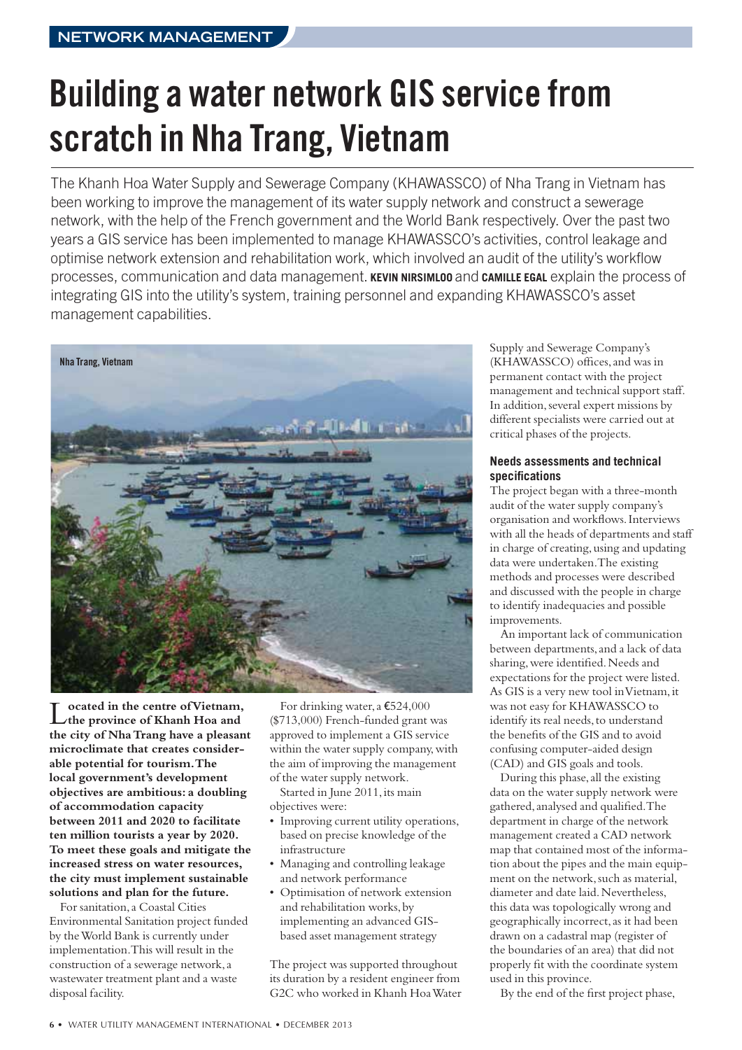NETWORK MANAGEMENT

# Building a water network GIS service from scratch in Nha Trang, Vietnam

The Khanh Hoa Water Supply and Sewerage Company (KHAWASSCO) of Nha Trang in Vietnam has been working to improve the management of its water supply network and construct a sewerage network, with the help of the French government and the World Bank respectively. Over the past two years a GIS service has been implemented to manage KHAWASSCO's activities, control leakage and optimise network extension and rehabilitation work, which involved an audit of the utility's workflow processes, communication and data management. **KEVIN NIRSIMLOO** and **CAMILLE EGAL** explain the process of integrating GIS into the utility's system, training personnel and expanding KHAWASSCO's asset management capabilities.

Nha Trang, Vietnam

**Located in the centre of Vietnam, the province of Khanh Hoa and the city of Nha Trang have a pleasant microclimate that creates considerable potential for tourism. The local government's development objectives are ambitious: a doubling of accommodation capacity between 2011 and 2020 to facilitate ten million tourists a year by 2020. To meet these goals and mitigate the increased stress on water resources, the city must implement sustainable solutions and plan for the future.**

For sanitation, a Coastal Cities Environmental Sanitation project funded by the World Bank is currently under implementation. This will result in the construction of a sewerage network, a wastewater treatment plant and a waste disposal facility.

For drinking water, a €524,000 ($713,000) French-funded grant was approved to implement a GIS service within the water supply company, with the aim of improving the management of the water supply network.

Started in June 2011, its main objectives were:

- Improving current utility operations, based on precise knowledge of the infrastructure
- Managing and controlling leakage and network performance
- Optimisation of network extension and rehabilitation works, by implementing an advanced GIS-based asset management strategy

The project was supported throughout its duration by a resident engineer from G2C who worked in Khanh Hoa Water Supply and Sewerage Company's (KHAWASSCO) offices, and was in permanent contact with the project management and technical support staff. In addition, several expert missions by different specialists were carried out at critical phases of the projects.

### Needs assessments and technical specifications

The project began with a three-month audit of the water supply company's organisation and workflows. Interviews with all the heads of departments and staff in charge of creating, using and updating data were undertaken. The existing methods and processes were described and discussed with the people in charge to identify inadequacies and possible improvements.

An important lack of communication between departments, and a lack of data sharing, were identified. Needs and expectations for the project were listed. As GIS is a very new tool in Vietnam, it was not easy for KHAWASSCO to identify its real needs, to understand the benefits of the GIS and to avoid confusing computer-aided design (CAD) and GIS goals and tools.

During this phase, all the existing data on the water supply network were gathered, analysed and qualified. The department in charge of the network management created a CAD network map that contained most of the information about the pipes and the main equipment on the network, such as material, diameter and date laid. Nevertheless, this data was topologically wrong and geographically incorrect, as it had been drawn on a cadastral map (register of the boundaries of an area) that did not properly fit with the coordinate system used in this province.

By the end of the first project phase,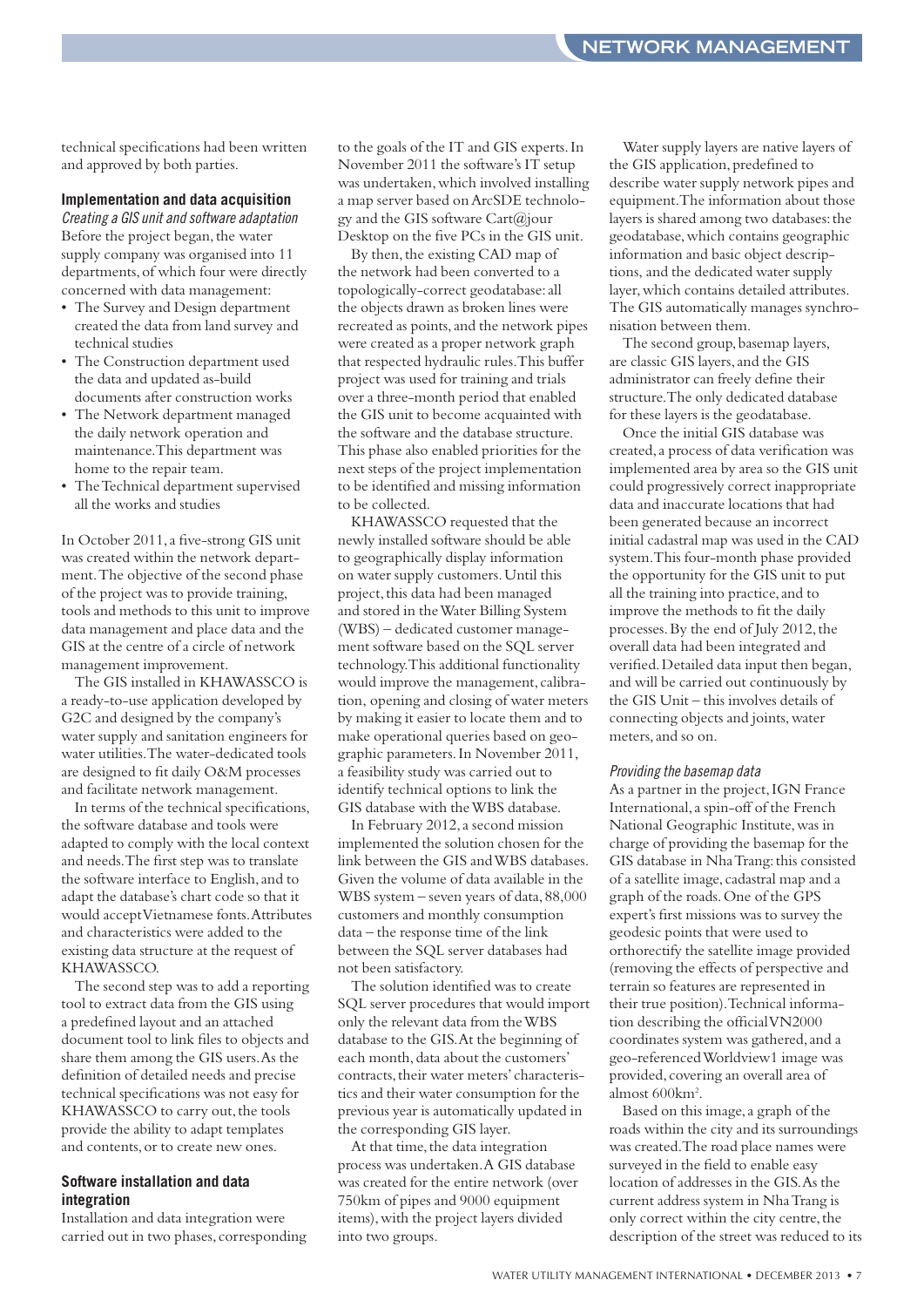technical specifications had been written and approved by both parties.

## Implementation and data acquisition

*Creating a GIS unit and software adaptation*

Before the project began, the water supply company was organised into 11 departments, of which four were directly concerned with data management:

- The Survey and Design department created the data from land survey and technical studies
- The Construction department used the data and updated as-build documents after construction works
- The Network department managed the daily network operation and maintenance. This department was home to the repair team.
- The Technical department supervised all the works and studies

In October 2011, a five-strong GIS unit was created within the network department. The objective of the second phase of the project was to provide training, tools and methods to this unit to improve data management and place data and the GIS at the centre of a circle of network management improvement.

The GIS installed in KHAWASSCO is a ready-to-use application developed by G2C and designed by the company's water supply and sanitation engineers for water utilities. The water-dedicated tools are designed to fit daily O&M processes and facilitate network management.

In terms of the technical specifications, the software database and tools were adapted to comply with the local context and needs. The first step was to translate the software interface to English, and to adapt the database's chart code so that it would accept Vietnamese fonts. Attributes and characteristics were added to the existing data structure at the request of KHAWASSCO.

The second step was to add a reporting tool to extract data from the GIS using a predefined layout and an attached document tool to link files to objects and share them among the GIS users. As the definition of detailed needs and precise technical specifications was not easy for KHAWASSCO to carry out, the tools provide the ability to adapt templates and contents, or to create new ones.

## Software installation and data integration

Installation and data integration were carried out in two phases, corresponding to the goals of the IT and GIS experts. In November 2011 the software's IT setup was undertaken, which involved installing a map server based on ArcSDE technology and the GIS software Cart@jour Desktop on the five PCs in the GIS unit.

By then, the existing CAD map of the network had been converted to a topologically-correct geodatabase: all the objects drawn as broken lines were recreated as points, and the network pipes were created as a proper network graph that respected hydraulic rules. This buffer project was used for training and trials over a three-month period that enabled the GIS unit to become acquainted with the software and the database structure. This phase also enabled priorities for the next steps of the project implementation to be identified and missing information to be collected.

KHAWASSCO requested that the newly installed software should be able to geographically display information on water supply customers. Until this project, this data had been managed and stored in the Water Billing System (WBS) – dedicated customer management software based on the SQL server technology. This additional functionality would improve the management, calibration, opening and closing of water meters by making it easier to locate them and to make operational queries based on geographic parameters. In November 2011, a feasibility study was carried out to identify technical options to link the GIS database with the WBS database.

In February 2012, a second mission implemented the solution chosen for the link between the GIS and WBS databases. Given the volume of data available in the WBS system – seven years of data, 88,000 customers and monthly consumption data – the response time of the link between the SQL server databases had not been satisfactory.

The solution identified was to create SQL server procedures that would import only the relevant data from the WBS database to the GIS. At the beginning of each month, data about the customers' contracts, their water meters' characteristics and their water consumption for the previous year is automatically updated in the corresponding GIS layer.

At that time, the data integration process was undertaken. A GIS database was created for the entire network (over 750km of pipes and 9000 equipment items), with the project layers divided into two groups.

Water supply layers are native layers of the GIS application, predefined to describe water supply network pipes and equipment. The information about those layers is shared among two databases: the geodatabase, which contains geographic information and basic object descriptions, and the dedicated water supply layer, which contains detailed attributes. The GIS automatically manages synchronisation between them.

The second group, basemap layers, are classic GIS layers, and the GIS administrator can freely define their structure. The only dedicated database for these layers is the geodatabase.

Once the initial GIS database was created, a process of data verification was implemented area by area so the GIS unit could progressively correct inappropriate data and inaccurate locations that had been generated because an incorrect initial cadastral map was used in the CAD system. This four-month phase provided the opportunity for the GIS unit to put all the training into practice, and to improve the methods to fit the daily processes. By the end of July 2012, the overall data had been integrated and verified. Detailed data input then began, and will be carried out continuously by the GIS Unit – this involves details of connecting objects and joints, water meters, and so on.

*Providing the basemap data*

As a partner in the project, IGN France International, a spin-off of the French National Geographic Institute, was in charge of providing the basemap for the GIS database in Nha Trang: this consisted of a satellite image, cadastral map and a graph of the roads. One of the GPS expert's first missions was to survey the geodesic points that were used to orthorectify the satellite image provided (removing the effects of perspective and terrain so features are represented in their true position). Technical information describing the official VN2000 coordinates system was gathered, and a geo-referenced Worldview1 image was provided, covering an overall area of almost 600km$^2$.

Based on this image, a graph of the roads within the city and its surroundings was created. The road place names were surveyed in the field to enable easy location of addresses in the GIS. As the current address system in Nha Trang is only correct within the city centre, the description of the street was reduced to its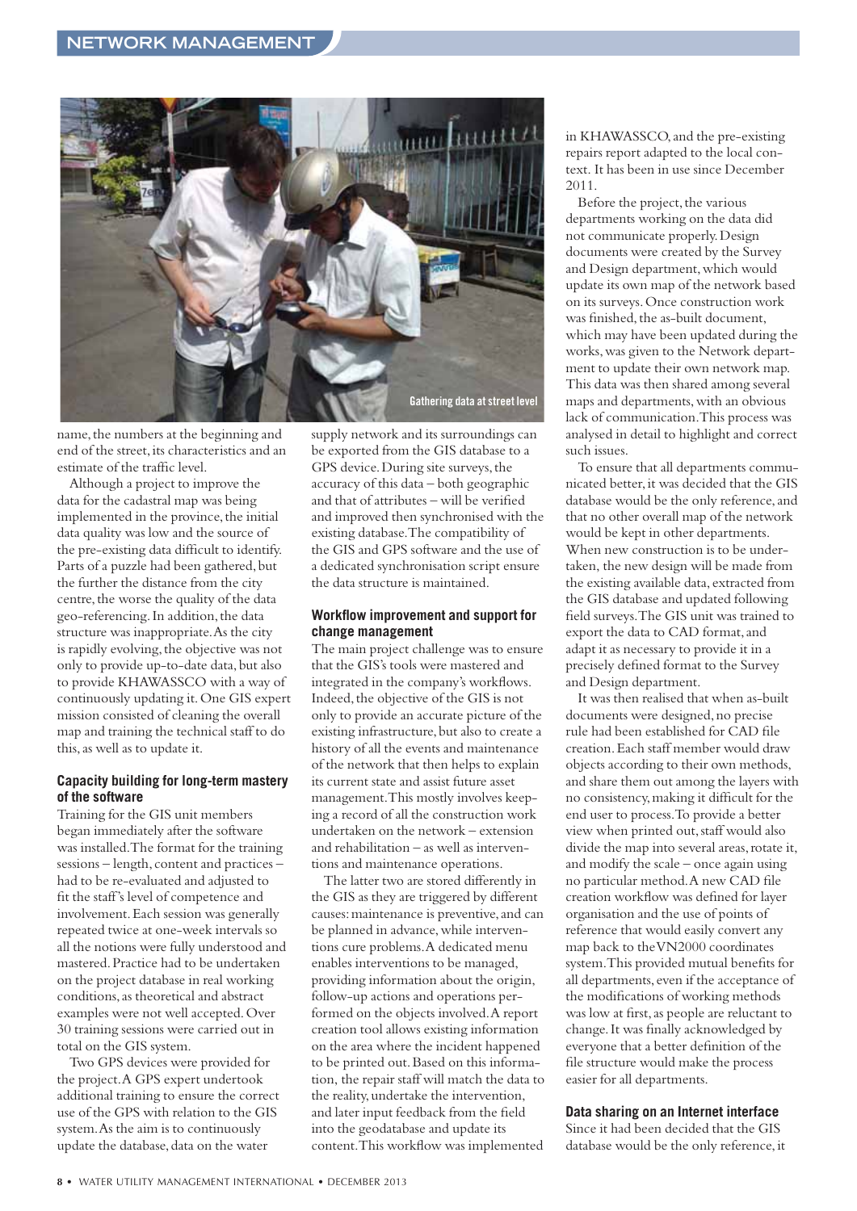Gathering data at street level

name, the numbers at the beginning and end of the street, its characteristics and an estimate of the traffic level.

Although a project to improve the data for the cadastral map was being implemented in the province, the initial data quality was low and the source of the pre-existing data difficult to identify. Parts of a puzzle had been gathered, but the further the distance from the city centre, the worse the quality of the data geo-referencing. In addition, the data structure was inappropriate. As the city is rapidly evolving, the objective was not only to provide up-to-date data, but also to provide KHAWASSCO with a way of continuously updating it. One GIS expert mission consisted of cleaning the overall map and training the technical staff to do this, as well as to update it.

### Capacity building for long-term mastery of the software

Training for the GIS unit members began immediately after the software was installed. The format for the training sessions – length, content and practices – had to be re-evaluated and adjusted to fit the staff's level of competence and involvement. Each session was generally repeated twice at one-week intervals so all the notions were fully understood and mastered. Practice had to be undertaken on the project database in real working conditions, as theoretical and abstract examples were not well accepted. Over 30 training sessions were carried out in total on the GIS system.

Two GPS devices were provided for the project. A GPS expert undertook additional training to ensure the correct use of the GPS with relation to the GIS system. As the aim is to continuously update the database, data on the water supply network and its surroundings can be exported from the GIS database to a GPS device. During site surveys, the accuracy of this data – both geographic and that of attributes – will be verified and improved then synchronised with the existing database. The compatibility of the GIS and GPS software and the use of a dedicated synchronisation script ensure the data structure is maintained.

### Workflow improvement and support for change management

The main project challenge was to ensure that the GIS's tools were mastered and integrated in the company's workflows. Indeed, the objective of the GIS is not only to provide an accurate picture of the existing infrastructure, but also to create a history of all the events and maintenance of the network that then helps to explain its current state and assist future asset management. This mostly involves keeping a record of all the construction work undertaken on the network – extension and rehabilitation – as well as interventions and maintenance operations.

The latter two are stored differently in the GIS as they are triggered by different causes: maintenance is preventive, and can be planned in advance, while interventions cure problems. A dedicated menu enables interventions to be managed, providing information about the origin, follow-up actions and operations performed on the objects involved. A report creation tool allows existing information on the area where the incident happened to be printed out. Based on this information, the repair staff will match the data to the reality, undertake the intervention, and later input feedback from the field into the geodatabase and update its content. This workflow was implemented in KHAWASSCO, and the pre-existing repairs report adapted to the local context. It has been in use since December 2011.

Before the project, the various departments working on the data did not communicate properly. Design documents were created by the Survey and Design department, which would update its own map of the network based on its surveys. Once construction work was finished, the as-built document, which may have been updated during the works, was given to the Network department to update their own network map. This data was then shared among several maps and departments, with an obvious lack of communication. This process was analysed in detail to highlight and correct such issues.

To ensure that all departments communicated better, it was decided that the GIS database would be the only reference, and that no other overall map of the network would be kept in other departments. When new construction is to be undertaken, the new design will be made from the existing available data, extracted from the GIS database and updated following field surveys. The GIS unit was trained to export the data to CAD format, and adapt it as necessary to provide it in a precisely defined format to the Survey and Design department.

It was then realised that when as-built documents were designed, no precise rule had been established for CAD file creation. Each staff member would draw objects according to their own methods, and share them out among the layers with no consistency, making it difficult for the end user to process. To provide a better view when printed out, staff would also divide the map into several areas, rotate it, and modify the scale – once again using no particular method. A new CAD file creation workflow was defined for layer organisation and the use of points of reference that would easily convert any map back to the VN2000 coordinates system. This provided mutual benefits for all departments, even if the acceptance of the modifications of working methods was low at first, as people are reluctant to change. It was finally acknowledged by everyone that a better definition of the file structure would make the process easier for all departments.

### Data sharing on an Internet interface

Since it had been decided that the GIS database would be the only reference, it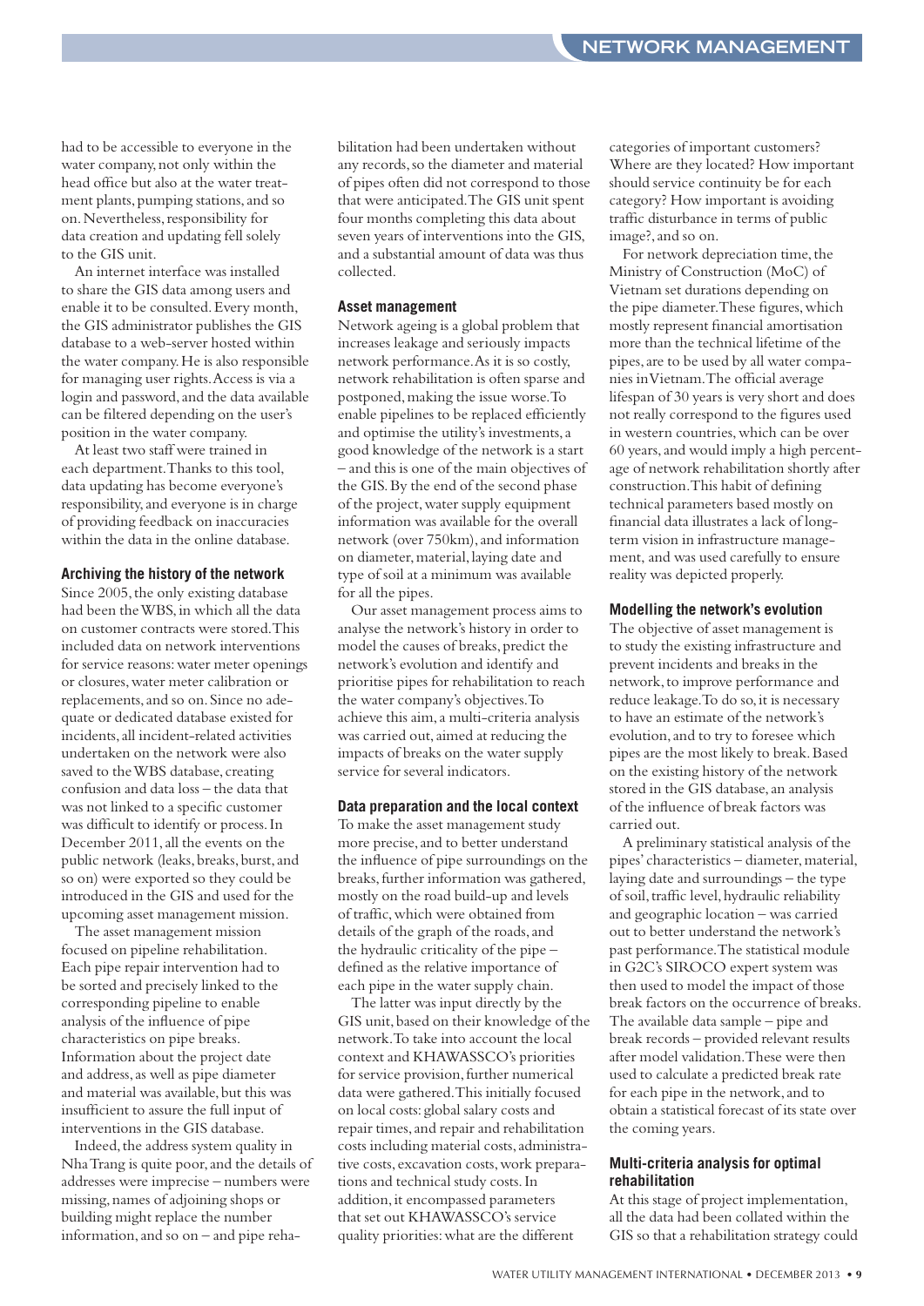had to be accessible to everyone in the water company, not only within the head office but also at the water treatment plants, pumping stations, and so on. Nevertheless, responsibility for data creation and updating fell solely to the GIS unit.

An internet interface was installed to share the GIS data among users and enable it to be consulted. Every month, the GIS administrator publishes the GIS database to a web-server hosted within the water company. He is also responsible for managing user rights. Access is via a login and password, and the data available can be filtered depending on the user's position in the water company.

At least two staff were trained in each department. Thanks to this tool, data updating has become everyone's responsibility, and everyone is in charge of providing feedback on inaccuracies within the data in the online database.

### Archiving the history of the network

Since 2005, the only existing database had been the WBS, in which all the data on customer contracts were stored. This included data on network interventions for service reasons: water meter openings or closures, water meter calibration or replacements, and so on. Since no adequate or dedicated database existed for incidents, all incident-related activities undertaken on the network were also saved to the WBS database, creating confusion and data loss – the data that was not linked to a specific customer was difficult to identify or process. In December 2011, all the events on the public network (leaks, breaks, burst, and so on) were exported so they could be introduced in the GIS and used for the upcoming asset management mission.

The asset management mission focused on pipeline rehabilitation. Each pipe repair intervention had to be sorted and precisely linked to the corresponding pipeline to enable analysis of the influence of pipe characteristics on pipe breaks. Information about the project date and address, as well as pipe diameter and material was available, but this was insufficient to assure the full input of interventions in the GIS database.

Indeed, the address system quality in Nha Trang is quite poor, and the details of addresses were imprecise – numbers were missing, names of adjoining shops or building might replace the number information, and so on – and pipe rehabilitation had been undertaken without any records, so the diameter and material of pipes often did not correspond to those that were anticipated. The GIS unit spent four months completing this data about seven years of interventions into the GIS, and a substantial amount of data was thus collected.

### Asset management

Network ageing is a global problem that increases leakage and seriously impacts network performance. As it is so costly, network rehabilitation is often sparse and postponed, making the issue worse. To enable pipelines to be replaced efficiently and optimise the utility's investments, a good knowledge of the network is a start – and this is one of the main objectives of the GIS. By the end of the second phase of the project, water supply equipment information was available for the overall network (over 750km), and information on diameter, material, laying date and type of soil at a minimum was available for all the pipes.

Our asset management process aims to analyse the network's history in order to model the causes of breaks, predict the network's evolution and identify and prioritise pipes for rehabilitation to reach the water company's objectives. To achieve this aim, a multi-criteria analysis was carried out, aimed at reducing the impacts of breaks on the water supply service for several indicators.

### Data preparation and the local context

To make the asset management study more precise, and to better understand the influence of pipe surroundings on the breaks, further information was gathered, mostly on the road build-up and levels of traffic, which were obtained from details of the graph of the roads, and the hydraulic criticality of the pipe – defined as the relative importance of each pipe in the water supply chain.

The latter was input directly by the GIS unit, based on their knowledge of the network. To take into account the local context and KHAWASSCO's priorities for service provision, further numerical data were gathered. This initially focused on local costs: global salary costs and repair times, and repair and rehabilitation costs including material costs, administrative costs, excavation costs, work preparations and technical study costs. In addition, it encompassed parameters that set out KHAWASSCO's service quality priorities: what are the different categories of important customers? Where are they located? How important should service continuity be for each category? How important is avoiding traffic disturbance in terms of public image?, and so on.

For network depreciation time, the Ministry of Construction (MoC) of Vietnam set durations depending on the pipe diameter. These figures, which mostly represent financial amortisation more than the technical lifetime of the pipes, are to be used by all water companies in Vietnam. The official average lifespan of 30 years is very short and does not really correspond to the figures used in western countries, which can be over 60 years, and would imply a high percentage of network rehabilitation shortly after construction. This habit of defining technical parameters based mostly on financial data illustrates a lack of long-term vision in infrastructure management, and was used carefully to ensure reality was depicted properly.

### Modelling the network's evolution

The objective of asset management is to study the existing infrastructure and prevent incidents and breaks in the network, to improve performance and reduce leakage. To do so, it is necessary to have an estimate of the network's evolution, and to try to foresee which pipes are the most likely to break. Based on the existing history of the network stored in the GIS database, an analysis of the influence of break factors was carried out.

A preliminary statistical analysis of the pipes' characteristics – diameter, material, laying date and surroundings – the type of soil, traffic level, hydraulic reliability and geographic location – was carried out to better understand the network's past performance. The statistical module in G2C's SIROCO expert system was then used to model the impact of those break factors on the occurrence of breaks. The available data sample – pipe and break records – provided relevant results after model validation. These were then used to calculate a predicted break rate for each pipe in the network, and to obtain a statistical forecast of its state over the coming years.

### Multi-criteria analysis for optimal rehabilitation

At this stage of project implementation, all the data had been collated within the GIS so that a rehabilitation strategy could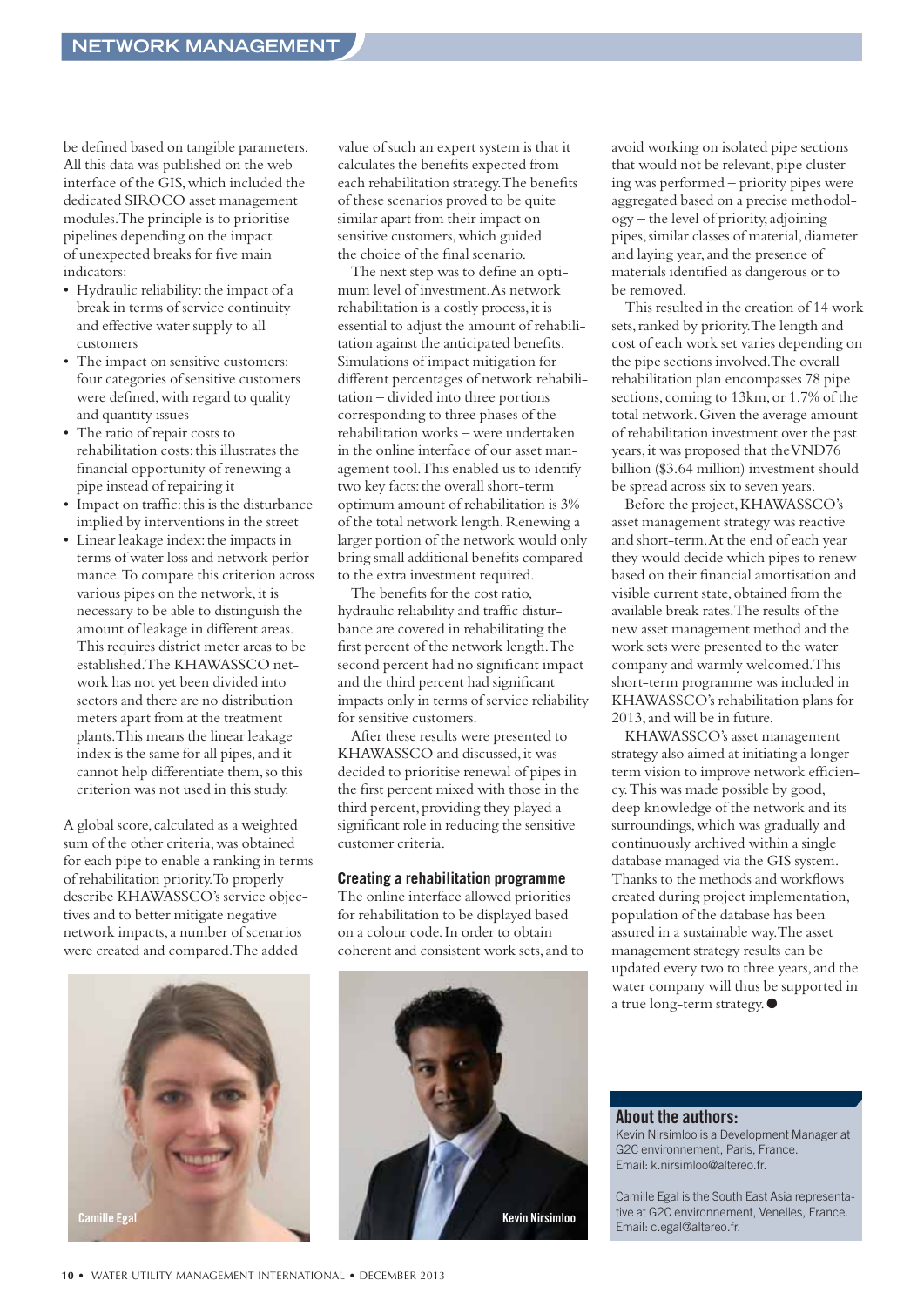be defined based on tangible parameters. All this data was published on the web interface of the GIS, which included the dedicated SIROCO asset management modules. The principle is to prioritise pipelines depending on the impact of unexpected breaks for five main indicators:

- Hydraulic reliability: the impact of a break in terms of service continuity and effective water supply to all customers
- The impact on sensitive customers: four categories of sensitive customers were defined, with regard to quality and quantity issues
- The ratio of repair costs to rehabilitation costs: this illustrates the financial opportunity of renewing a pipe instead of repairing it
- Impact on traffic: this is the disturbance implied by interventions in the street
- Linear leakage index: the impacts in terms of water loss and network performance. To compare this criterion across various pipes on the network, it is necessary to be able to distinguish the amount of leakage in different areas. This requires district meter areas to be established. The KHAWASSCO network has not yet been divided into sectors and there are no distribution meters apart from at the treatment plants. This means the linear leakage index is the same for all pipes, and it cannot help differentiate them, so this criterion was not used in this study.

A global score, calculated as a weighted sum of the other criteria, was obtained for each pipe to enable a ranking in terms of rehabilitation priority. To properly describe KHAWASSCO's service objectives and to better mitigate negative network impacts, a number of scenarios were created and compared. The added value of such an expert system is that it calculates the benefits expected from each rehabilitation strategy. The benefits of these scenarios proved to be quite similar apart from their impact on sensitive customers, which guided the choice of the final scenario.

The next step was to define an optimum level of investment. As network rehabilitation is a costly process, it is essential to adjust the amount of rehabilitation against the anticipated benefits. Simulations of impact mitigation for different percentages of network rehabilitation – divided into three portions corresponding to three phases of the rehabilitation works – were undertaken in the online interface of our asset management tool. This enabled us to identify two key facts: the overall short-term optimum amount of rehabilitation is 3% of the total network length. Renewing a larger portion of the network would only bring small additional benefits compared to the extra investment required.

The benefits for the cost ratio, hydraulic reliability and traffic disturbance are covered in rehabilitating the first percent of the network length. The second percent had no significant impact and the third percent had significant impacts only in terms of service reliability for sensitive customers.

After these results were presented to KHAWASSCO and discussed, it was decided to prioritise renewal of pipes in the first percent mixed with those in the third percent, providing they played a significant role in reducing the sensitive customer criteria.

## Creating a rehabilitation programme

The online interface allowed priorities for rehabilitation to be displayed based on a colour code. In order to obtain coherent and consistent work sets, and to avoid working on isolated pipe sections that would not be relevant, pipe clustering was performed – priority pipes were aggregated based on a precise methodology – the level of priority, adjoining pipes, similar classes of material, diameter and laying year, and the presence of materials identified as dangerous or to be removed.

This resulted in the creation of 14 work sets, ranked by priority. The length and cost of each work set varies depending on the pipe sections involved. The overall rehabilitation plan encompasses 78 pipe sections, coming to 13km, or 1.7% of the total network. Given the average amount of rehabilitation investment over the past years, it was proposed that the VND76 billion ($3.64 million) investment should be spread across six to seven years.

Before the project, KHAWASSCO's asset management strategy was reactive and short-term. At the end of each year they would decide which pipes to renew based on their financial amortisation and visible current state, obtained from the available break rates. The results of the new asset management method and the work sets were presented to the water company and warmly welcomed. This short-term programme was included in KHAWASSCO's rehabilitation plans for 2013, and will be in future.

KHAWASSCO's asset management strategy also aimed at initiating a longer-term vision to improve network efficiency. This was made possible by good, deep knowledge of the network and its surroundings, which was gradually and continuously archived within a single database managed via the GIS system. Thanks to the methods and workflows created during project implementation, population of the database has been assured in a sustainable way. The asset management strategy results can be updated every two to three years, and the water company will thus be supported in a true long-term strategy. ●

Camille Egal

Kevin Nirsimloo

## About the authors:

Kevin Nirsimloo is a Development Manager at G2C environnement, Paris, France. Email: k.nirsimloo@altereo.fr.

Camille Egal is the South East Asia representative at G2C environnement, Venelles, France. Email: c.egal@altereo.fr.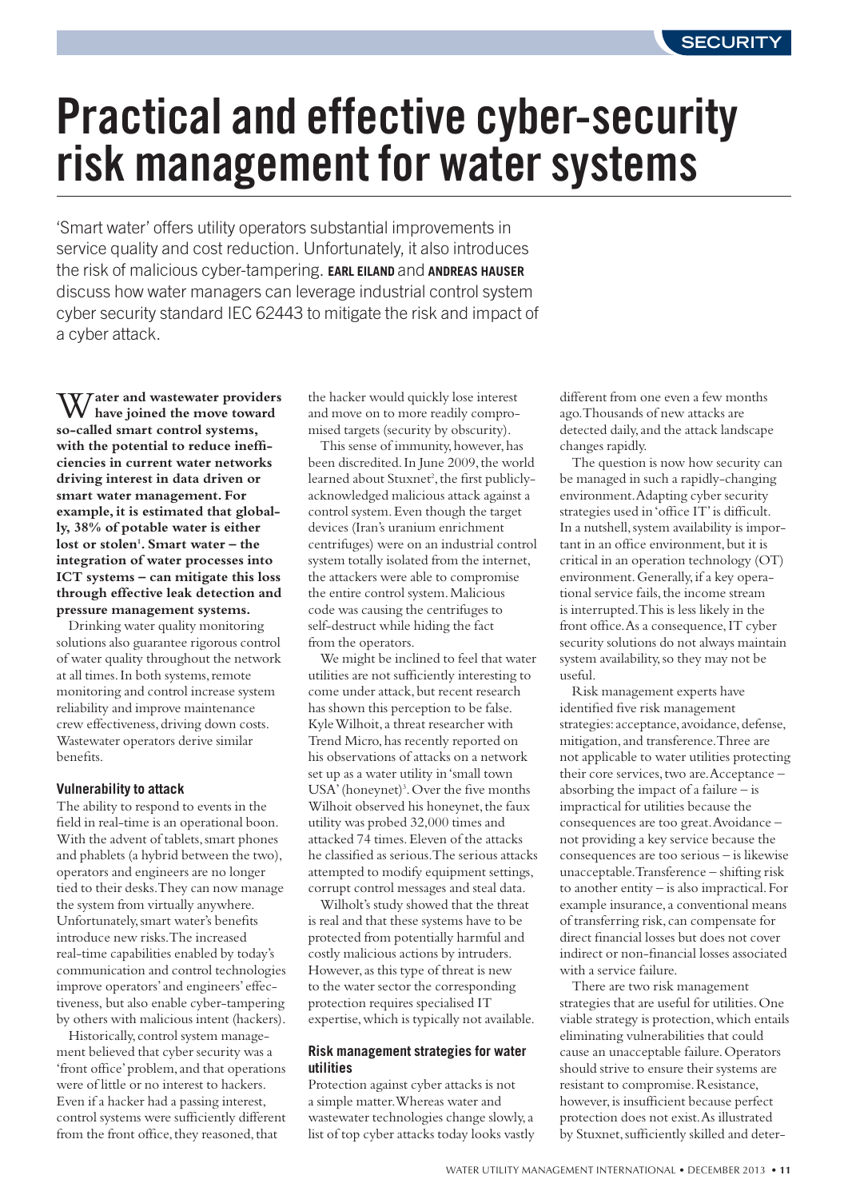# Practical and effective cyber-security risk management for water systems

'Smart water' offers utility operators substantial improvements in service quality and cost reduction. Unfortunately, it also introduces the risk of malicious cyber-tampering. **EARL EILAND** and **ANDREAS HAUSER** discuss how water managers can leverage industrial control system cyber security standard IEC 62443 to mitigate the risk and impact of a cyber attack.

**Water and wastewater providers have joined the move toward so-called smart control systems, with the potential to reduce inefficiencies in current water networks driving interest in data driven or smart water management. For example, it is estimated that globally, 38% of potable water is either lost or stolen[1]. Smart water – the integration of water processes into ICT systems – can mitigate this loss through effective leak detection and pressure management systems.**

Drinking water quality monitoring solutions also guarantee rigorous control of water quality throughout the network at all times. In both systems, remote monitoring and control increase system reliability and improve maintenance crew effectiveness, driving down costs. Wastewater operators derive similar benefits.

### Vulnerability to attack

The ability to respond to events in the field in real-time is an operational boon. With the advent of tablets, smart phones and phablets (a hybrid between the two), operators and engineers are no longer tied to their desks. They can now manage the system from virtually anywhere. Unfortunately, smart water's benefits introduce new risks. The increased real-time capabilities enabled by today's communication and control technologies improve operators' and engineers' effectiveness, but also enable cyber-tampering by others with malicious intent (hackers).

Historically, control system management believed that cyber security was a 'front office' problem, and that operations were of little or no interest to hackers. Even if a hacker had a passing interest, control systems were sufficiently different from the front office, they reasoned, that the hacker would quickly lose interest and move on to more readily compromised targets (security by obscurity).

This sense of immunity, however, has been discredited. In June 2009, the world learned about Stuxnet[2], the first publicly-acknowledged malicious attack against a control system. Even though the target devices (Iran's uranium enrichment centrifuges) were on an industrial control system totally isolated from the internet, the attackers were able to compromise the entire control system. Malicious code was causing the centrifuges to self-destruct while hiding the fact from the operators.

We might be inclined to feel that water utilities are not sufficiently interesting to come under attack, but recent research has shown this perception to be false. Kyle Wilhoit, a threat researcher with Trend Micro, has recently reported on his observations of attacks on a network set up as a water utility in 'small town USA' (honeynet)[3]. Over the five months Wilhoit observed his honeynet, the faux utility was probed 32,000 times and attacked 74 times. Eleven of the attacks he classified as serious. The serious attacks attempted to modify equipment settings, corrupt control messages and steal data.

Wilholt's study showed that the threat is real and that these systems have to be protected from potentially harmful and costly malicious actions by intruders. However, as this type of threat is new to the water sector the corresponding protection requires specialised IT expertise, which is typically not available.

### Risk management strategies for water utilities

Protection against cyber attacks is not a simple matter. Whereas water and wastewater technologies change slowly, a list of top cyber attacks today looks vastly different from one even a few months ago. Thousands of new attacks are detected daily, and the attack landscape changes rapidly.

The question is now how security can be managed in such a rapidly-changing environment. Adapting cyber security strategies used in 'office IT' is difficult. In a nutshell, system availability is important in an office environment, but it is critical in an operation technology (OT) environment. Generally, if a key operational service fails, the income stream is interrupted. This is less likely in the front office. As a consequence, IT cyber security solutions do not always maintain system availability, so they may not be useful.

Risk management experts have identified five risk management strategies: acceptance, avoidance, defense, mitigation, and transference. Three are not applicable to water utilities protecting their core services, two are. Acceptance – absorbing the impact of a failure – is impractical for utilities because the consequences are too great. Avoidance – not providing a key service because the consequences are too serious – is likewise unacceptable. Transference – shifting risk to another entity – is also impractical. For example insurance, a conventional means of transferring risk, can compensate for direct financial losses but does not cover indirect or non-financial losses associated with a service failure.

There are two risk management strategies that are useful for utilities. One viable strategy is protection, which entails eliminating vulnerabilities that could cause an unacceptable failure. Operators should strive to ensure their systems are resistant to compromise. Resistance, however, is insufficient because perfect protection does not exist. As illustrated by Stuxnet, sufficiently skilled and deter-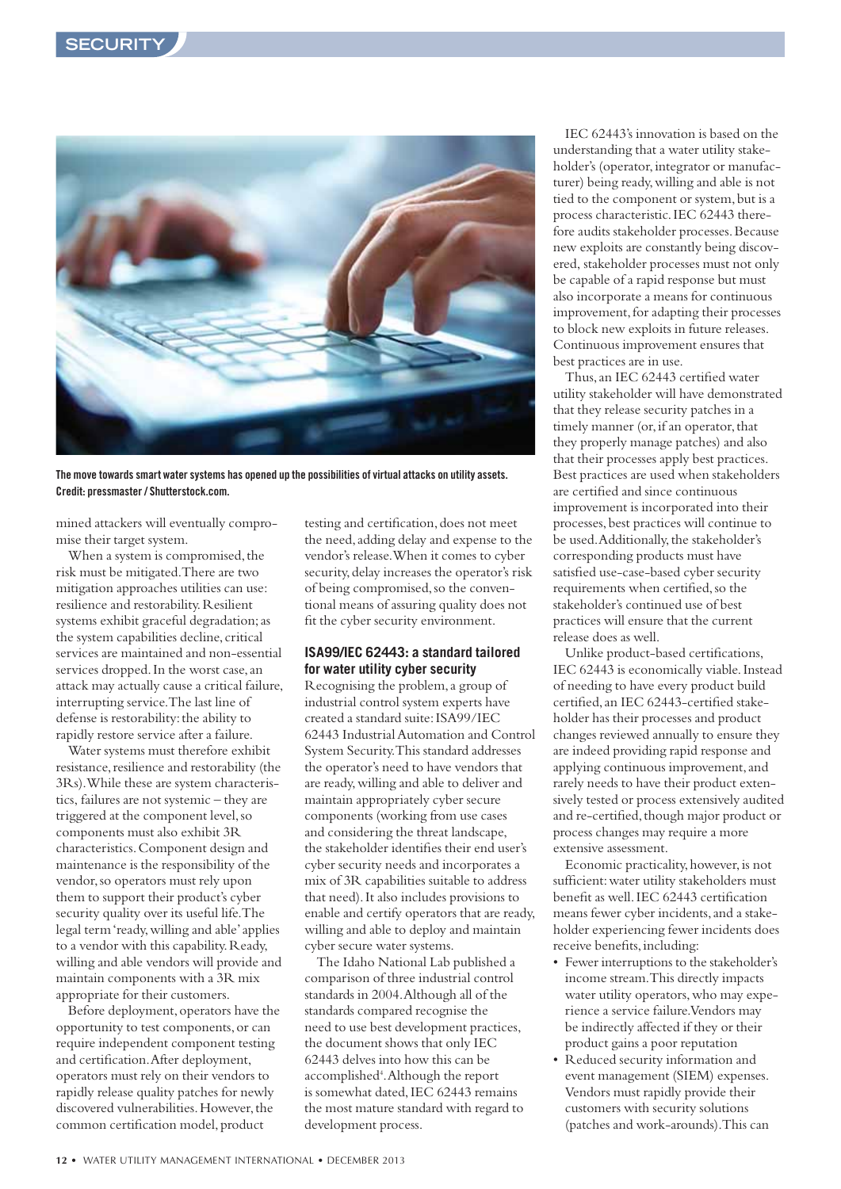The move towards smart water systems has opened up the possibilities of virtual attacks on utility assets. Credit: pressmaster / Shutterstock.com.

mined attackers will eventually compromise their target system.

When a system is compromised, the risk must be mitigated. There are two mitigation approaches utilities can use: resilience and restorability. Resilient systems exhibit graceful degradation; as the system capabilities decline, critical services are maintained and non-essential services dropped. In the worst case, an attack may actually cause a critical failure, interrupting service. The last line of defense is restorability: the ability to rapidly restore service after a failure.

Water systems must therefore exhibit resistance, resilience and restorability (the 3Rs). While these are system characteristics, failures are not systemic – they are triggered at the component level, so components must also exhibit 3R characteristics. Component design and maintenance is the responsibility of the vendor, so operators must rely upon them to support their product's cyber security quality over its useful life. The legal term 'ready, willing and able' applies to a vendor with this capability. Ready, willing and able vendors will provide and maintain components with a 3R mix appropriate for their customers.

Before deployment, operators have the opportunity to test components, or can require independent component testing and certification. After deployment, operators must rely on their vendors to rapidly release quality patches for newly discovered vulnerabilities. However, the common certification model, product testing and certification, does not meet the need, adding delay and expense to the vendor's release. When it comes to cyber security, delay increases the operator's risk of being compromised, so the conventional means of assuring quality does not fit the cyber security environment.

### ISA99/IEC 62443: a standard tailored for water utility cyber security

Recognising the problem, a group of industrial control system experts have created a standard suite: ISA99/IEC 62443 Industrial Automation and Control System Security. This standard addresses the operator's need to have vendors that are ready, willing and able to deliver and maintain appropriately cyber secure components (working from use cases and considering the threat landscape, the stakeholder identifies their end user's cyber security needs and incorporates a mix of 3R capabilities suitable to address that need). It also includes provisions to enable and certify operators that are ready, willing and able to deploy and maintain cyber secure water systems.

The Idaho National Lab published a comparison of three industrial control standards in 2004. Although all of the standards compared recognise the need to use best development practices, the document shows that only IEC 62443 delves into how this can be accomplished[4]. Although the report is somewhat dated, IEC 62443 remains the most mature standard with regard to development process.

IEC 62443's innovation is based on the understanding that a water utility stakeholder's (operator, integrator or manufacturer) being ready, willing and able is not tied to the component or system, but is a process characteristic. IEC 62443 therefore audits stakeholder processes. Because new exploits are constantly being discovered, stakeholder processes must not only be capable of a rapid response but must also incorporate a means for continuous improvement, for adapting their processes to block new exploits in future releases. Continuous improvement ensures that best practices are in use.

Thus, an IEC 62443 certified water utility stakeholder will have demonstrated that they release security patches in a timely manner (or, if an operator, that they properly manage patches) and also that their processes apply best practices. Best practices are used when stakeholders are certified and since continuous improvement is incorporated into their processes, best practices will continue to be used. Additionally, the stakeholder's corresponding products must have satisfied use-case-based cyber security requirements when certified, so the stakeholder's continued use of best practices will ensure that the current release does as well.

Unlike product-based certifications, IEC 62443 is economically viable. Instead of needing to have every product build certified, an IEC 62443-certified stakeholder has their processes and product changes reviewed annually to ensure they are indeed providing rapid response and applying continuous improvement, and rarely needs to have their product extensively tested or process extensively audited and re-certified, though major product or process changes may require a more extensive assessment.

Economic practicality, however, is not sufficient: water utility stakeholders must benefit as well. IEC 62443 certification means fewer cyber incidents, and a stakeholder experiencing fewer incidents does receive benefits, including:

- Fewer interruptions to the stakeholder's income stream. This directly impacts water utility operators, who may experience a service failure. Vendors may be indirectly affected if they or their product gains a poor reputation
- Reduced security information and event management (SIEM) expenses. Vendors must rapidly provide their customers with security solutions (patches and work-arounds). This can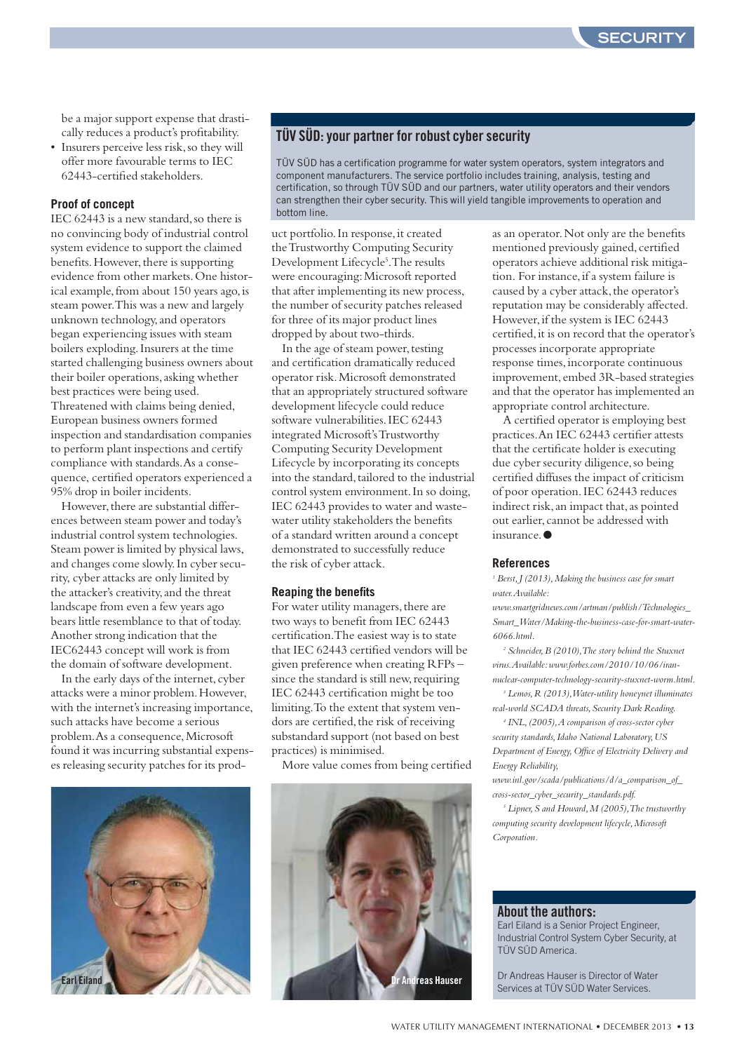be a major support expense that drastically reduces a product's profitability.

- Insurers perceive less risk, so they will offer more favourable terms to IEC 62443-certified stakeholders.

### Proof of concept

IEC 62443 is a new standard, so there is no convincing body of industrial control system evidence to support the claimed benefits. However, there is supporting evidence from other markets. One historical example, from about 150 years ago, is steam power. This was a new and largely unknown technology, and operators began experiencing issues with steam boilers exploding. Insurers at the time started challenging business owners about their boiler operations, asking whether best practices were being used. Threatened with claims being denied, European business owners formed inspection and standardisation companies to perform plant inspections and certify compliance with standards. As a consequence, certified operators experienced a 95% drop in boiler incidents.

However, there are substantial differences between steam power and today's industrial control system technologies. Steam power is limited by physical laws, and changes come slowly. In cyber security, cyber attacks are only limited by the attacker's creativity, and the threat landscape from even a few years ago bears little resemblance to that of today. Another strong indication that the IEC62443 concept will work is from the domain of software development.

In the early days of the internet, cyber attacks were a minor problem. However, with the internet's increasing importance, such attacks have become a serious problem. As a consequence, Microsoft found it was incurring substantial expenses releasing security patches for its product portfolio. In response, it created the Trustworthy Computing Security Development Lifecycle[5]. The results were encouraging: Microsoft reported that after implementing its new process, the number of security patches released for three of its major product lines dropped by about two-thirds.

In the age of steam power, testing and certification dramatically reduced operator risk. Microsoft demonstrated that an appropriately structured software development lifecycle could reduce software vulnerabilities. IEC 62443 integrated Microsoft's Trustworthy Computing Security Development Lifecycle by incorporating its concepts into the standard, tailored to the industrial control system environment. In so doing, IEC 62443 provides to water and wastewater utility stakeholders the benefits of a standard written around a concept demonstrated to successfully reduce the risk of cyber attack.

### Reaping the benefits

For water utility managers, there are two ways to benefit from IEC 62443 certification. The easiest way is to state that IEC 62443 certified vendors will be given preference when creating RFPs – since the standard is still new, requiring IEC 62443 certification might be too limiting. To the extent that system vendors are certified, the risk of receiving substandard support (not based on best practices) is minimised.

More value comes from being certified as an operator. Not only are the benefits mentioned previously gained, certified operators achieve additional risk mitigation. For instance, if a system failure is caused by a cyber attack, the operator's reputation may be considerably affected. However, if the system is IEC 62443 certified, it is on record that the operator's processes incorporate appropriate response times, incorporate continuous improvement, embed 3R-based strategies and that the operator has implemented an appropriate control architecture.

A certified operator is employing best practices. An IEC 62443 certifier attests that the certificate holder is executing due cyber security diligence, so being certified diffuses the impact of criticism of poor operation. IEC 62443 reduces indirect risk, an impact that, as pointed out earlier, cannot be addressed with insurance. ●

## TÜV SÜD: your partner for robust cyber security

TÜV SÜD has a certification programme for water system operators, system integrators and component manufacturers. The service portfolio includes training, analysis, testing and certification, so through TÜV SÜD and our partners, water utility operators and their vendors can strengthen their cyber security. This will yield tangible improvements to operation and bottom line.

### References

[1] *Berst, J (2013), Making the business case for smart water. Available: www.smartgridnews.com/artman/publish/Technologies_Smart_Water/Making-the-business-case-for-smart-water-6066.html.*

[2] *Schneider, B (2010), The story behind the Stuxnet virus. Available: www.forbes.com/2010/10/06/iran-nuclear-computer-technology-security-stuxnet-worm.html.*

[3] *Lemos, R (2013), Water-utility honeynet illuminates real-world SCADA threats, Security Dark Reading.*

[4] *INL, (2005), A comparison of cross-sector cyber security standards, Idaho National Laboratory, US Department of Energy, Office of Electricity Delivery and Energy Reliability, www.inl.gov/scada/publications/d/a_comparison_of_cross-sector_cyber_security_standards.pdf.*

[5] *Lipner, S and Howard, M (2005), The trustworthy computing security development lifecycle, Microsoft Corporation.*

Earl Eiland

Dr Andreas Hauser

### About the authors:

Earl Eiland is a Senior Project Engineer, Industrial Control System Cyber Security, at TÜV SÜD America.

Dr Andreas Hauser is Director of Water Services at TÜV SÜD Water Services.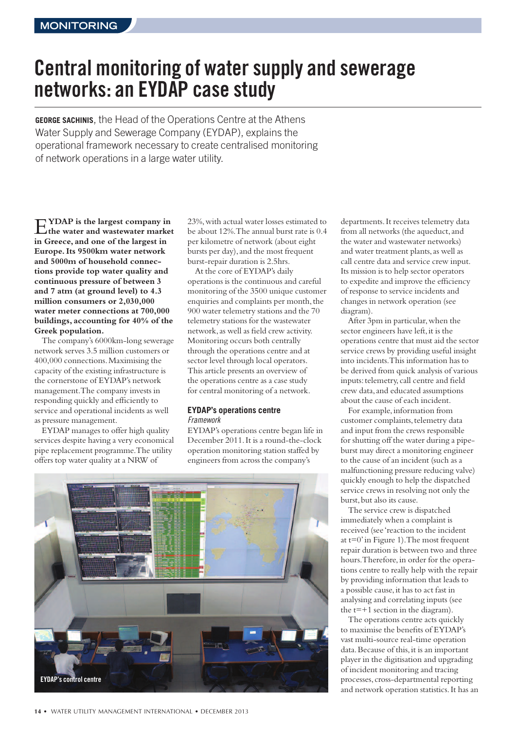# Central monitoring of water supply and sewerage networks: an EYDAP case study

**GEORGE SACHINIS**, the Head of the Operations Centre at the Athens Water Supply and Sewerage Company (EYDAP), explains the operational framework necessary to create centralised monitoring of network operations in a large water utility.

**EYDAP is the largest company in the water and wastewater market in Greece, and one of the largest in Europe. Its 9500km water network and 5000m of household connections provide top water quality and continuous pressure of between 3 and 7 atm (at ground level) to 4.3 million consumers or 2,030,000 water meter connections at 700,000 buildings, accounting for 40% of the Greek population.**

The company's 6000km-long sewerage network serves 3.5 million customers or 400,000 connections. Maximising the capacity of the existing infrastructure is the cornerstone of EYDAP's network management. The company invests in responding quickly and efficiently to service and operational incidents as well as pressure management.

EYDAP manages to offer high quality services despite having a very economical pipe replacement programme. The utility offers top water quality at a NRW of 23%, with actual water losses estimated to be about 12%. The annual burst rate is 0.4 per kilometre of network (about eight bursts per day), and the most frequent burst-repair duration is 2.5hrs.

At the core of EYDAP's daily operations is the continuous and careful monitoring of the 3500 unique customer enquiries and complaints per month, the 900 water telemetry stations and the 70 telemetry stations for the wastewater network, as well as field crew activity. Monitoring occurs both centrally through the operations centre and at sector level through local operators. This article presents an overview of the operations centre as a case study for central monitoring of a network.

## EYDAP's operations centre

### *Framework*

EYDAP's operations centre began life in December 2011. It is a round-the-clock operation monitoring station staffed by engineers from across the company's departments. It receives telemetry data from all networks (the aqueduct, and the water and wastewater networks) and water treatment plants, as well as call centre data and service crew input. Its mission is to help sector operators to expedite and improve the efficiency of response to service incidents and changes in network operation (see diagram).

EYDAP's control centre

After 3pm in particular, when the sector engineers have left, it is the operations centre that must aid the sector service crews by providing useful insight into incidents. This information has to be derived from quick analysis of various inputs: telemetry, call centre and field crew data, and educated assumptions about the cause of each incident.

For example, information from customer complaints, telemetry data and input from the crews responsible for shutting off the water during a pipe-burst may direct a monitoring engineer to the cause of an incident (such as a malfunctioning pressure reducing valve) quickly enough to help the dispatched service crews in resolving not only the burst, but also its cause.

The service crew is dispatched immediately when a complaint is received (see 'reaction to the incident at t=0' in Figure 1). The most frequent repair duration is between two and three hours. Therefore, in order for the operations centre to really help with the repair by providing information that leads to a possible cause, it has to act fast in analysing and correlating inputs (see the t=+1 section in the diagram).

The operations centre acts quickly to maximise the benefits of EYDAP's vast multi-source real-time operation data. Because of this, it is an important player in the digitisation and upgrading of incident monitoring and tracing processes, cross-departmental reporting and network operation statistics. It has an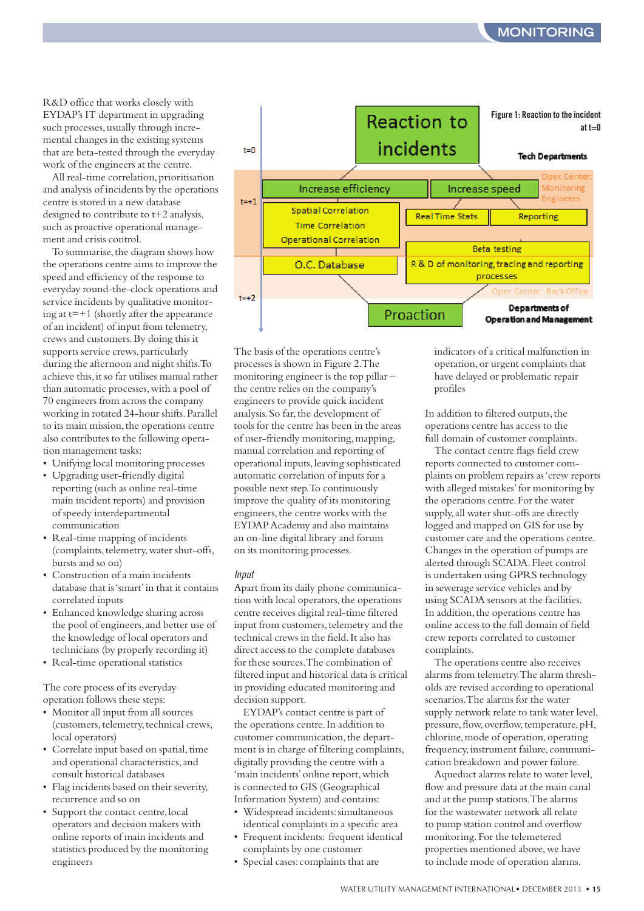R&D office that works closely with EYDAP's IT department in upgrading such processes, usually through incremental changes in the existing systems that are beta-tested through the everyday work of the engineers at the centre.

All real-time correlation, prioritisation and analysis of incidents by the operations centre is stored in a new database designed to contribute to t+2 analysis, such as proactive operational management and crisis control.

To summarise, the diagram shows how the operations centre aims to improve the speed and efficiency of the response to everyday round-the-clock operations and service incidents by qualitative monitoring at t=+1 (shortly after the appearance of an incident) of input from telemetry, crews and customers. By doing this it supports service crews, particularly during the afternoon and night shifts. To achieve this, it so far utilises manual rather than automatic processes, with a pool of 70 engineers from across the company working in rotated 24-hour shifts. Parallel to its main mission, the operations centre also contributes to the following operation management tasks:

- Unifying local monitoring processes
- Upgrading user-friendly digital reporting (such as online real-time main incident reports) and provision of speedy interdepartmental communication
- Real-time mapping of incidents (complaints, telemetry, water shut-offs, bursts and so on)
- Construction of a main incidents database that is 'smart' in that it contains correlated inputs
- Enhanced knowledge sharing across the pool of engineers, and better use of the knowledge of local operators and technicians (by properly recording it)
- Real-time operational statistics

The core process of its everyday operation follows these steps:

- Monitor all input from all sources (customers, telemetry, technical crews, local operators)
- Correlate input based on spatial, time and operational characteristics, and consult historical databases
- Flag incidents based on their severity, recurrence and so on
- Support the contact centre, local operators and decision makers with online reports of main incidents and statistics produced by the monitoring engineers

Figure 1: Reaction to the incident at t=0

The basis of the operations centre's processes is shown in Figure 2. The monitoring engineer is the top pillar – the centre relies on the company's engineers to provide quick incident analysis. So far, the development of tools for the centre has been in the areas of user-friendly monitoring, mapping, manual correlation and reporting of operational inputs, leaving sophisticated automatic correlation of inputs for a possible next step. To continuously improve the quality of its monitoring engineers, the centre works with the EYDAP Academy and also maintains an on-line digital library and forum on its monitoring processes.

### *Input*

Apart from its daily phone communication with local operators, the operations centre receives digital real-time filtered input from customers, telemetry and the technical crews in the field. It also has direct access to the complete databases for these sources. The combination of filtered input and historical data is critical in providing educated monitoring and decision support.

EYDAP's contact centre is part of the operations centre. In addition to customer communication, the department is in charge of filtering complaints, digitally providing the centre with a 'main incidents' online report, which is connected to GIS (Geographical Information System) and contains:

- Widespread incidents: simultaneous identical complaints in a specific area
- Frequent incidents: frequent identical complaints by one customer
- Special cases: complaints that are indicators of a critical malfunction in operation, or urgent complaints that have delayed or problematic repair profiles

In addition to filtered outputs, the operations centre has access to the full domain of customer complaints.

The contact centre flags field crew reports connected to customer complaints on problem repairs as 'crew reports with alleged mistakes' for monitoring by the operations centre. For the water supply, all water shut-offs are directly logged and mapped on GIS for use by customer care and the operations centre. Changes in the operation of pumps are alerted through SCADA. Fleet control is undertaken using GPRS technology in sewerage service vehicles and by using SCADA sensors at the facilities. In addition, the operations centre has online access to the full domain of field crew reports correlated to customer complaints.

The operations centre also receives alarms from telemetry. The alarm thresholds are revised according to operational scenarios. The alarms for the water supply network relate to tank water level, pressure, flow, overflow, temperature, pH, chlorine, mode of operation, operating frequency, instrument failure, communication breakdown and power failure.

Aqueduct alarms relate to water level, flow and pressure data at the main canal and at the pump stations. The alarms for the wastewater network all relate to pump station control and overflow monitoring. For the telemetered properties mentioned above, we have to include mode of operation alarms.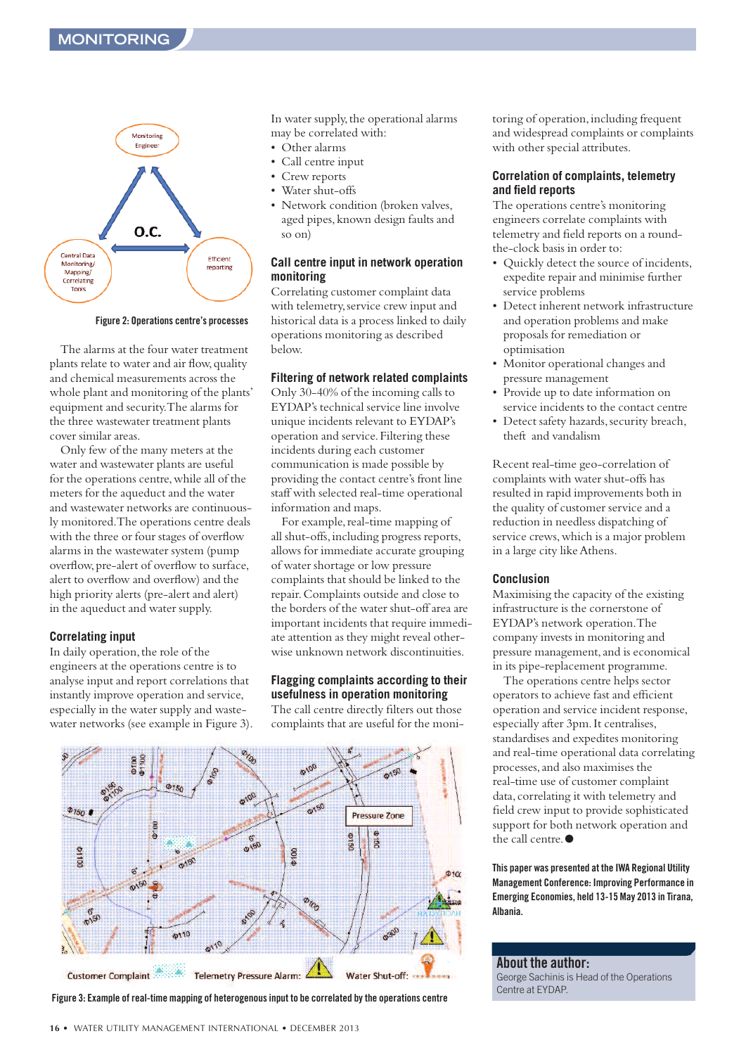Figure 2: Operations centre's processes

The alarms at the four water treatment plants relate to water and air flow, quality and chemical measurements across the whole plant and monitoring of the plants' equipment and security. The alarms for the three wastewater treatment plants cover similar areas.

Only few of the many meters at the water and wastewater plants are useful for the operations centre, while all of the meters for the aqueduct and the water and wastewater networks are continuously monitored. The operations centre deals with the three or four stages of overflow alarms in the wastewater system (pump overflow, pre-alert of overflow to surface, alert to overflow and overflow) and the high priority alerts (pre-alert and alert) in the aqueduct and water supply.

## Correlating input

In daily operation, the role of the engineers at the operations centre is to analyse input and report correlations that instantly improve operation and service, especially in the water supply and wastewater networks (see example in Figure 3).

In water supply, the operational alarms may be correlated with:

- Other alarms
- Call centre input
- Crew reports
- Water shut-offs
- Network condition (broken valves, aged pipes, known design faults and so on)

## Call centre input in network operation monitoring

Correlating customer complaint data with telemetry, service crew input and historical data is a process linked to daily operations monitoring as described below.

## Filtering of network related complaints

Only 30-40% of the incoming calls to EYDAP's technical service line involve unique incidents relevant to EYDAP's operation and service. Filtering these incidents during each customer communication is made possible by providing the contact centre's front line staff with selected real-time operational information and maps.

For example, real-time mapping of all shut-offs, including progress reports, allows for immediate accurate grouping of water shortage or low pressure complaints that should be linked to the repair. Complaints outside and close to the borders of the water shut-off area are important incidents that require immediate attention as they might reveal otherwise unknown network discontinuities.

## Flagging complaints according to their usefulness in operation monitoring

The call centre directly filters out those complaints that are useful for the monitoring of operation, including frequent and widespread complaints or complaints with other special attributes.

## Correlation of complaints, telemetry and field reports

The operations centre's monitoring engineers correlate complaints with telemetry and field reports on a round-the-clock basis in order to:

- Quickly detect the source of incidents, expedite repair and minimise further service problems
- Detect inherent network infrastructure and operation problems and make proposals for remediation or optimisation
- Monitor operational changes and pressure management
- Provide up to date information on service incidents to the contact centre
- Detect safety hazards, security breach, theft and vandalism

Recent real-time geo-correlation of complaints with water shut-offs has resulted in rapid improvements both in the quality of customer service and a reduction in needless dispatching of service crews, which is a major problem in a large city like Athens.

## Conclusion

Maximising the capacity of the existing infrastructure is the cornerstone of EYDAP's network operation. The company invests in monitoring and pressure management, and is economical in its pipe-replacement programme.

The operations centre helps sector operators to achieve fast and efficient operation and service incident response, especially after 3pm. It centralises, standardises and expedites monitoring and real-time operational data correlating processes, and also maximises the real-time use of customer complaint data, correlating it with telemetry and field crew input to provide sophisticated support for both network operation and the call centre. ●

**This paper was presented at the IWA Regional Utility Management Conference: Improving Performance in Emerging Economies, held 13-15 May 2013 in Tirana, Albania.**

Figure 3: Example of real-time mapping of heterogenous input to be correlated by the operations centre

## About the author:

George Sachinis is Head of the Operations Centre at EYDAP.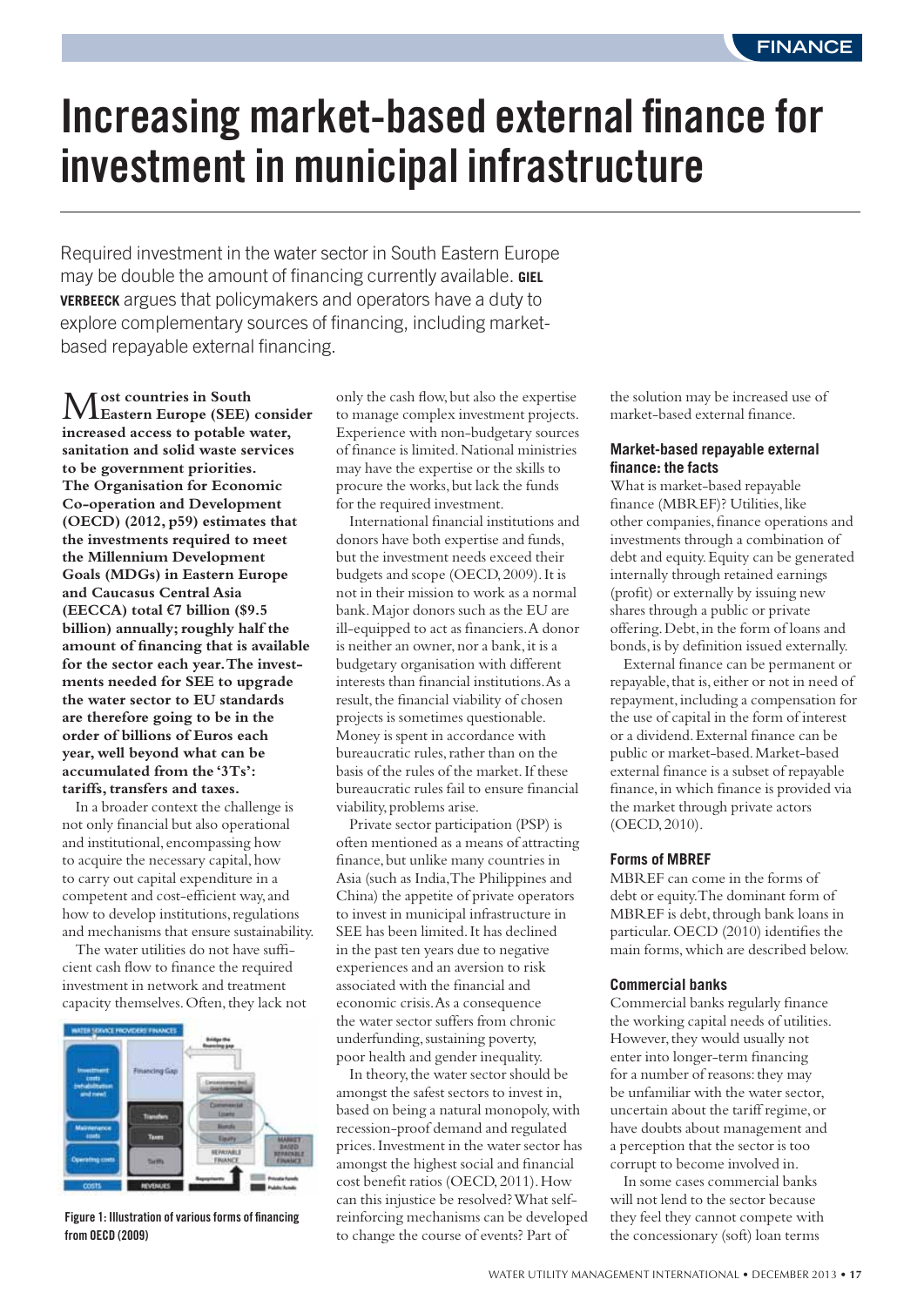# Increasing market-based external finance for investment in municipal infrastructure

Required investment in the water sector in South Eastern Europe may be double the amount of financing currently available. **GIEL VERBEECK** argues that policymakers and operators have a duty to explore complementary sources of financing, including market-based repayable external financing.

**Most countries in South Eastern Europe (SEE) consider increased access to potable water, sanitation and solid waste services to be government priorities. The Organisation for Economic Co-operation and Development (OECD) (2012, p59) estimates that the investments required to meet the Millennium Development Goals (MDGs) in Eastern Europe and Caucasus Central Asia (EECCA) total €7 billion ($9.5 billion) annually; roughly half the amount of financing that is available for the sector each year. The investments needed for SEE to upgrade the water sector to EU standards are therefore going to be in the order of billions of Euros each year, well beyond what can be accumulated from the '3Ts': tariffs, transfers and taxes.**

In a broader context the challenge is not only financial but also operational and institutional, encompassing how to acquire the necessary capital, how to carry out capital expenditure in a competent and cost-efficient way, and how to develop institutions, regulations and mechanisms that ensure sustainability.

The water utilities do not have sufficient cash flow to finance the required investment in network and treatment capacity themselves. Often, they lack not only the cash flow, but also the expertise to manage complex investment projects. Experience with non-budgetary sources of finance is limited. National ministries may have the expertise or the skills to procure the works, but lack the funds for the required investment.

Figure 1: Illustration of various forms of financing from OECD (2009)

International financial institutions and donors have both expertise and funds, but the investment needs exceed their budgets and scope (OECD, 2009). It is not in their mission to work as a normal bank. Major donors such as the EU are ill-equipped to act as financiers. A donor is neither an owner, nor a bank, it is a budgetary organisation with different interests than financial institutions. As a result, the financial viability of chosen projects is sometimes questionable. Money is spent in accordance with bureaucratic rules, rather than on the basis of the rules of the market. If these bureaucratic rules fail to ensure financial viability, problems arise.

Private sector participation (PSP) is often mentioned as a means of attracting finance, but unlike many countries in Asia (such as India, The Philippines and China) the appetite of private operators to invest in municipal infrastructure in SEE has been limited. It has declined in the past ten years due to negative experiences and an aversion to risk associated with the financial and economic crisis. As a consequence the water sector suffers from chronic underfunding, sustaining poverty, poor health and gender inequality.

In theory, the water sector should be amongst the safest sectors to invest in, based on being a natural monopoly, with recession-proof demand and regulated prices. Investment in the water sector has amongst the highest social and financial cost benefit ratios (OECD, 2011). How can this injustice be resolved? What self-reinforcing mechanisms can be developed to change the course of events? Part of the solution may be increased use of market-based external finance.

### Market-based repayable external finance: the facts

What is market-based repayable finance (MBREF)? Utilities, like other companies, finance operations and investments through a combination of debt and equity. Equity can be generated internally through retained earnings (profit) or externally by issuing new shares through a public or private offering. Debt, in the form of loans and bonds, is by definition issued externally.

External finance can be permanent or repayable, that is, either or not in need of repayment, including a compensation for the use of capital in the form of interest or a dividend. External finance can be public or market-based. Market-based external finance is a subset of repayable finance, in which finance is provided via the market through private actors (OECD, 2010).

### Forms of MBREF

MBREF can come in the forms of debt or equity. The dominant form of MBREF is debt, through bank loans in particular. OECD (2010) identifies the main forms, which are described below.

### Commercial banks

Commercial banks regularly finance the working capital needs of utilities. However, they would usually not enter into longer-term financing for a number of reasons: they may be unfamiliar with the water sector, uncertain about the tariff regime, or have doubts about management and a perception that the sector is too corrupt to become involved in.

In some cases commercial banks will not lend to the sector because they feel they cannot compete with the concessionary (soft) loan terms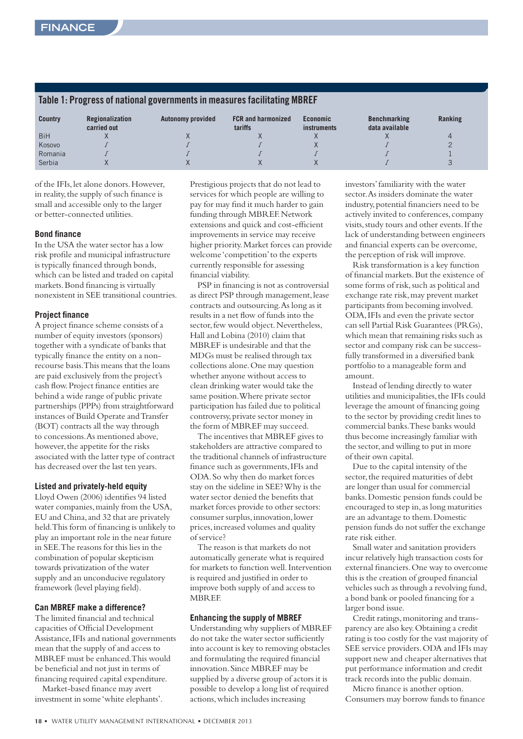### Table 1: Progress of national governments in measures facilitating MBREF

| Country | Regionalization carried out | Autonomy provided | FCR and harmonized tariffs | Economic instruments | Benchmarking data available | Ranking |
|---|---|---|---|---|---|---|
| BiH | X | X | X | X | X | 4 |
| Kosovo | ✓ | ✓ | ✓ | X | ✓ | 2 |
| Romania | ✓ | ✓ | ✓ | ✓ | ✓ | 1 |
| Serbia | X | X | X | X | ✓ | 3 |

of the IFIs, let alone donors. However, in reality, the supply of such finance is small and accessible only to the larger or better-connected utilities.

## Bond finance

In the USA the water sector has a low risk profile and municipal infrastructure is typically financed through bonds, which can be listed and traded on capital markets. Bond financing is virtually nonexistent in SEE transitional countries.

## Project finance

A project finance scheme consists of a number of equity investors (sponsors) together with a syndicate of banks that typically finance the entity on a non-recourse basis. This means that the loans are paid exclusively from the project's cash flow. Project finance entities are behind a wide range of public private partnerships (PPPs) from straightforward instances of Build Operate and Transfer (BOT) contracts all the way through to concessions. As mentioned above, however, the appetite for the risks associated with the latter type of contract has decreased over the last ten years.

## Listed and privately-held equity

Lloyd Owen (2006) identifies 94 listed water companies, mainly from the USA, EU and China, and 32 that are privately held. This form of financing is unlikely to play an important role in the near future in SEE. The reasons for this lies in the combination of popular skepticism towards privatization of the water supply and an unconducive regulatory framework (level playing field).

## Can MBREF make a difference?

The limited financial and technical capacities of Official Development Assistance, IFIs and national governments mean that the supply of and access to MBREF must be enhanced. This would be beneficial and not just in terms of financing required capital expenditure.

Market-based finance may avert investment in some 'white elephants'. Prestigious projects that do not lead to services for which people are willing to pay for may find it much harder to gain funding through MBREF. Network extensions and quick and cost-efficient improvements in service may receive higher priority. Market forces can provide welcome 'competition' to the experts currently responsible for assessing financial viability.

PSP in financing is not as controversial as direct PSP through management, lease contracts and outsourcing. As long as it results in a net flow of funds into the sector, few would object. Nevertheless, Hall and Lobina (2010) claim that MBREF is undesirable and that the MDGs must be realised through tax collections alone. One may question whether anyone without access to clean drinking water would take the same position. Where private sector participation has failed due to political controversy, private sector money in the form of MBREF may succeed.

The incentives that MBREF gives to stakeholders are attractive compared to the traditional channels of infrastructure finance such as governments, IFIs and ODA. So why then do market forces stay on the sideline in SEE? Why is the water sector denied the benefits that market forces provide to other sectors: consumer surplus, innovation, lower prices, increased volumes and quality of service?

The reason is that markets do not automatically generate what is required for markets to function well. Intervention is required and justified in order to improve both supply of and access to MBREF.

## Enhancing the supply of MBREF

Understanding why suppliers of MBREF do not take the water sector sufficiently into account is key to removing obstacles and formulating the required financial innovation. Since MBREF may be supplied by a diverse group of actors it is possible to develop a long list of required actions, which includes increasing investors' familiarity with the water sector. As insiders dominate the water industry, potential financiers need to be actively invited to conferences, company visits, study tours and other events. If the lack of understanding between engineers and financial experts can be overcome, the perception of risk will improve.

Risk transformation is a key function of financial markets. But the existence of some forms of risk, such as political and exchange rate risk, may prevent market participants from becoming involved. ODA, IFIs and even the private sector can sell Partial Risk Guarantees (PRGs), which mean that remaining risks such as sector and company risk can be successfully transformed in a diversified bank portfolio to a manageable form and amount.

Instead of lending directly to water utilities and municipalities, the IFIs could leverage the amount of financing going to the sector by providing credit lines to commercial banks. These banks would thus become increasingly familiar with the sector, and willing to put in more of their own capital.

Due to the capital intensity of the sector, the required maturities of debt are longer than usual for commercial banks. Domestic pension funds could be encouraged to step in, as long maturities are an advantage to them. Domestic pension funds do not suffer the exchange rate risk either.

Small water and sanitation providers incur relatively high transaction costs for external financiers. One way to overcome this is the creation of grouped financial vehicles such as through a revolving fund, a bond bank or pooled financing for a larger bond issue.

Credit ratings, monitoring and transparency are also key. Obtaining a credit rating is too costly for the vast majority of SEE service providers. ODA and IFIs may support new and cheaper alternatives that put performance information and credit track records into the public domain.

Micro finance is another option. Consumers may borrow funds to finance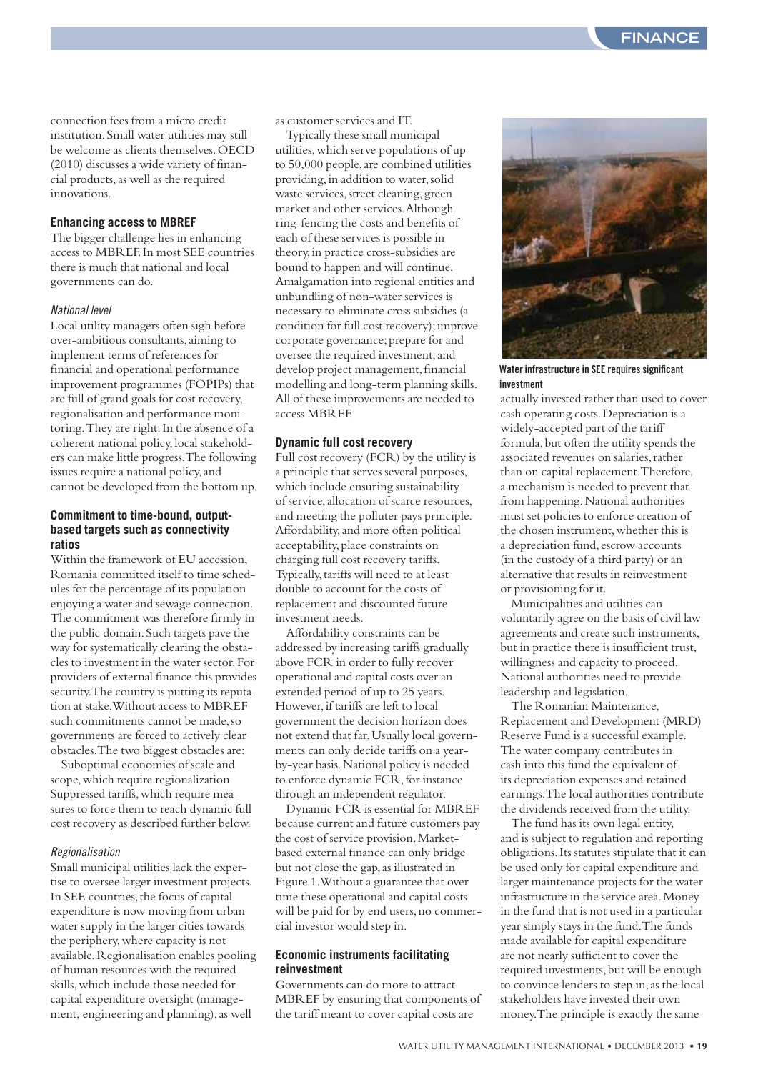connection fees from a micro credit institution. Small water utilities may still be welcome as clients themselves. OECD (2010) discusses a wide variety of financial products, as well as the required innovations.

### Enhancing access to MBREF

The bigger challenge lies in enhancing access to MBREF. In most SEE countries there is much that national and local governments can do.

*National level*

Local utility managers often sigh before over-ambitious consultants, aiming to implement terms of references for financial and operational performance improvement programmes (FOPIPs) that are full of grand goals for cost recovery, regionalisation and performance monitoring. They are right. In the absence of a coherent national policy, local stakeholders can make little progress. The following issues require a national policy, and cannot be developed from the bottom up.

### Commitment to time-bound, output-based targets such as connectivity ratios

Within the framework of EU accession, Romania committed itself to time schedules for the percentage of its population enjoying a water and sewage connection. The commitment was therefore firmly in the public domain. Such targets pave the way for systematically clearing the obstacles to investment in the water sector. For providers of external finance this provides security. The country is putting its reputation at stake. Without access to MBREF such commitments cannot be made, so governments are forced to actively clear obstacles. The two biggest obstacles are:

Suboptimal economies of scale and scope, which require regionalisation
Suppressed tariffs, which require measures to force them to reach dynamic full cost recovery as described further below.

*Regionalisation*

Small municipal utilities lack the expertise to oversee larger investment projects. In SEE countries, the focus of capital expenditure is now moving from urban water supply in the larger cities towards the periphery, where capacity is not available. Regionalisation enables pooling of human resources with the required skills, which include those needed for capital expenditure oversight (management, engineering and planning), as well as customer services and IT.

Typically these small municipal utilities, which serve populations of up to 50,000 people, are combined utilities providing, in addition to water, solid waste services, street cleaning, green market and other services. Although ring-fencing the costs and benefits of each of these services is possible in theory, in practice cross-subsidies are bound to happen and will continue. Amalgamation into regional entities and unbundling of non-water services is necessary to eliminate cross subsidies (a condition for full cost recovery); improve corporate governance; prepare for and oversee the required investment; and develop project management, financial modelling and long-term planning skills. All of these improvements are needed to access MBREF.

### Dynamic full cost recovery

Full cost recovery (FCR) by the utility is a principle that serves several purposes, which include ensuring sustainability of service, allocation of scarce resources, and meeting the polluter pays principle. Affordability, and more often political acceptability, place constraints on charging full cost recovery tariffs. Typically, tariffs will need to at least double to account for the costs of replacement and discounted future investment needs.

Affordability constraints can be addressed by increasing tariffs gradually above FCR in order to fully recover operational and capital costs over an extended period of up to 25 years. However, if tariffs are left to local government the decision horizon does not extend that far. Usually local governments can only decide tariffs on a year-by-year basis. National policy is needed to enforce dynamic FCR, for instance through an independent regulator.

Dynamic FCR is essential for MBREF because current and future customers pay the cost of service provision. Market-based external finance can only bridge but not close the gap, as illustrated in Figure 1. Without a guarantee that over time these operational and capital costs will be paid for by end users, no commercial investor would step in.

### Economic instruments facilitating reinvestment

Governments can do more to attract MBREF by ensuring that components of the tariff meant to cover capital costs are actually invested rather than used to cover cash operating costs. Depreciation is a widely-accepted part of the tariff formula, but often the utility spends the associated revenues on salaries, rather than on capital replacement. Therefore, a mechanism is needed to prevent that from happening. National authorities must set policies to enforce creation of the chosen instrument, whether this is a depreciation fund, escrow accounts (in the custody of a third party) or an alternative that results in reinvestment or provisioning for it.

Municipalities and utilities can voluntarily agree on the basis of civil law agreements and create such instruments, but in practice there is insufficient trust, willingness and capacity to proceed. National authorities need to provide leadership and legislation.

The Romanian Maintenance, Replacement and Development (MRD) Reserve Fund is a successful example. The water company contributes in cash into this fund the equivalent of its depreciation expenses and retained earnings. The local authorities contribute the dividends received from the utility.

The fund has its own legal entity, and is subject to regulation and reporting obligations. Its statutes stipulate that it can be used only for capital expenditure and larger maintenance projects for the water infrastructure in the service area. Money in the fund that is not used in a particular year simply stays in the fund. The funds made available for capital expenditure are not nearly sufficient to cover the required investments, but will be enough to convince lenders to step in, as the local stakeholders have invested their own money. The principle is exactly the same

**Water infrastructure in SEE requires significant investment**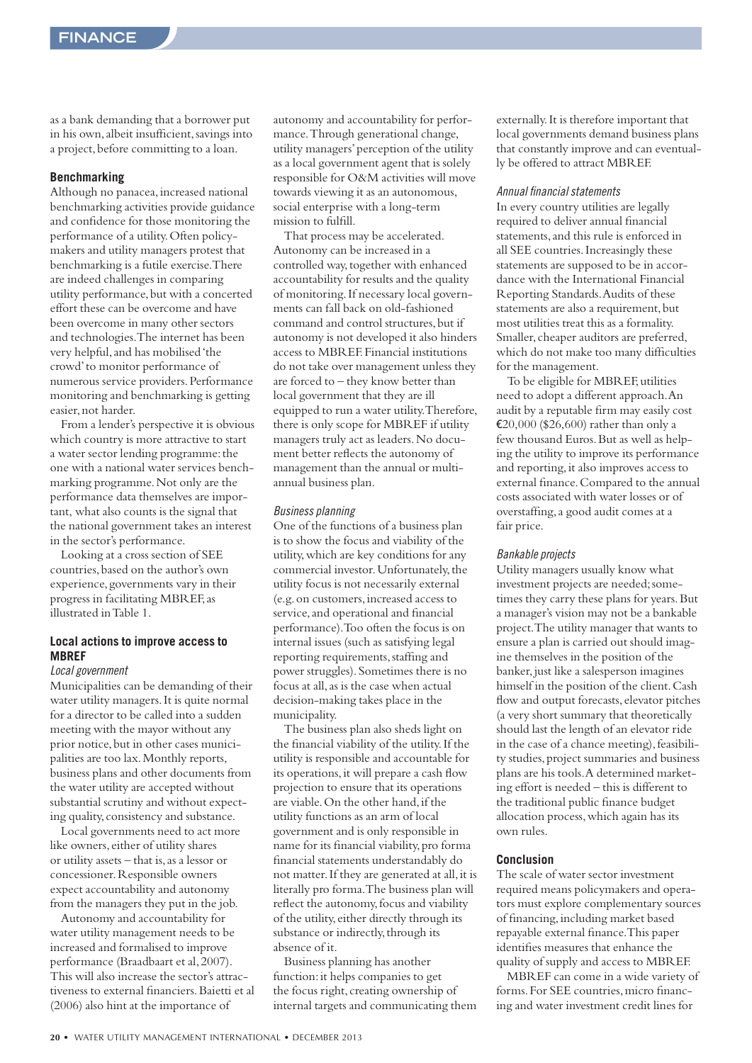as a bank demanding that a borrower put in his own, albeit insufficient, savings into a project, before committing to a loan.

### Benchmarking

Although no panacea, increased national benchmarking activities provide guidance and confidence for those monitoring the performance of a utility. Often policy-makers and utility managers protest that benchmarking is a futile exercise. There are indeed challenges in comparing utility performance, but with a concerted effort these can be overcome and have been overcome in many other sectors and technologies. The internet has been very helpful, and has mobilised 'the crowd' to monitor performance of numerous service providers. Performance monitoring and benchmarking is getting easier, not harder.

From a lender's perspective it is obvious which country is more attractive to start a water sector lending programme: the one with a national water services benchmarking programme. Not only are the performance data themselves important, what also counts is the signal that the national government takes an interest in the sector's performance.

Looking at a cross section of SEE countries, based on the author's own experience, governments vary in their progress in facilitating MBREF, as illustrated in Table 1.

### Local actions to improve access to MBREF

#### *Local government*

Municipalities can be demanding of their water utility managers. It is quite normal for a director to be called into a sudden meeting with the mayor without any prior notice, but in other cases municipalities are too lax. Monthly reports, business plans and other documents from the water utility are accepted without substantial scrutiny and without expecting quality, consistency and substance.

Local governments need to act more like owners, either of utility shares or utility assets – that is, as a lessor or concessioner. Responsible owners expect accountability and autonomy from the managers they put in the job.

Autonomy and accountability for water utility management needs to be increased and formalised to improve performance (Braadbaart et al, 2007). This will also increase the sector's attractiveness to external financiers. Baietti et al (2006) also hint at the importance of autonomy and accountability for performance. Through generational change, utility managers' perception of the utility as a local government agent that is solely responsible for O&M activities will move towards viewing it as an autonomous, social enterprise with a long-term mission to fulfill.

That process may be accelerated. Autonomy can be increased in a controlled way, together with enhanced accountability for results and the quality of monitoring. If necessary local governments can fall back on old-fashioned command and control structures, but if autonomy is not developed it also hinders access to MBREF. Financial institutions do not take over management unless they are forced to – they know better than local government that they are ill equipped to run a water utility. Therefore, there is only scope for MBREF if utility managers truly act as leaders. No document better reflects the autonomy of management than the annual or multi-annual business plan.

#### *Business planning*

One of the functions of a business plan is to show the focus and viability of the utility, which are key conditions for any commercial investor. Unfortunately, the utility focus is not necessarily external (e.g. on customers, increased access to service, and operational and financial performance). Too often the focus is on internal issues (such as satisfying legal reporting requirements, staffing and power struggles). Sometimes there is no focus at all, as is the case when actual decision-making takes place in the municipality.

The business plan also sheds light on the financial viability of the utility. If the utility is responsible and accountable for its operations, it will prepare a cash flow projection to ensure that its operations are viable. On the other hand, if the utility functions as an arm of local government and is only responsible in name for its financial viability, pro forma financial statements understandably do not matter. If they are generated at all, it is literally pro forma. The business plan will reflect the autonomy, focus and viability of the utility, either directly through its substance or indirectly, through its absence of it.

Business planning has another function: it helps companies to get the focus right, creating ownership of internal targets and communicating them externally. It is therefore important that local governments demand business plans that constantly improve and can eventually be offered to attract MBREF.

#### *Annual financial statements*

In every country utilities are legally required to deliver annual financial statements, and this rule is enforced in all SEE countries. Increasingly these statements are supposed to be in accordance with the International Financial Reporting Standards. Audits of these statements are also a requirement, but most utilities treat this as a formality. Smaller, cheaper auditors are preferred, which do not make too many difficulties for the management.

To be eligible for MBREF, utilities need to adopt a different approach. An audit by a reputable firm may easily cost €20,000 ($26,600) rather than only a few thousand Euros. But as well as helping the utility to improve its performance and reporting, it also improves access to external finance. Compared to the annual costs associated with water losses or of overstaffing, a good audit comes at a fair price.

#### *Bankable projects*

Utility managers usually know what investment projects are needed; sometimes they carry these plans for years. But a manager's vision may not be a bankable project. The utility manager that wants to ensure a plan is carried out should imagine themselves in the position of the banker, just like a salesperson imagines himself in the position of the client. Cash flow and output forecasts, elevator pitches (a very short summary that theoretically should last the length of an elevator ride in the case of a chance meeting), feasibility studies, project summaries and business plans are his tools. A determined marketing effort is needed – this is different to the traditional public finance budget allocation process, which again has its own rules.

### Conclusion

The scale of water sector investment required means policymakers and operators must explore complementary sources of financing, including market based repayable external finance. This paper identifies measures that enhance the quality of supply and access to MBREF.

MBREF can come in a wide variety of forms. For SEE countries, micro financing and water investment credit lines for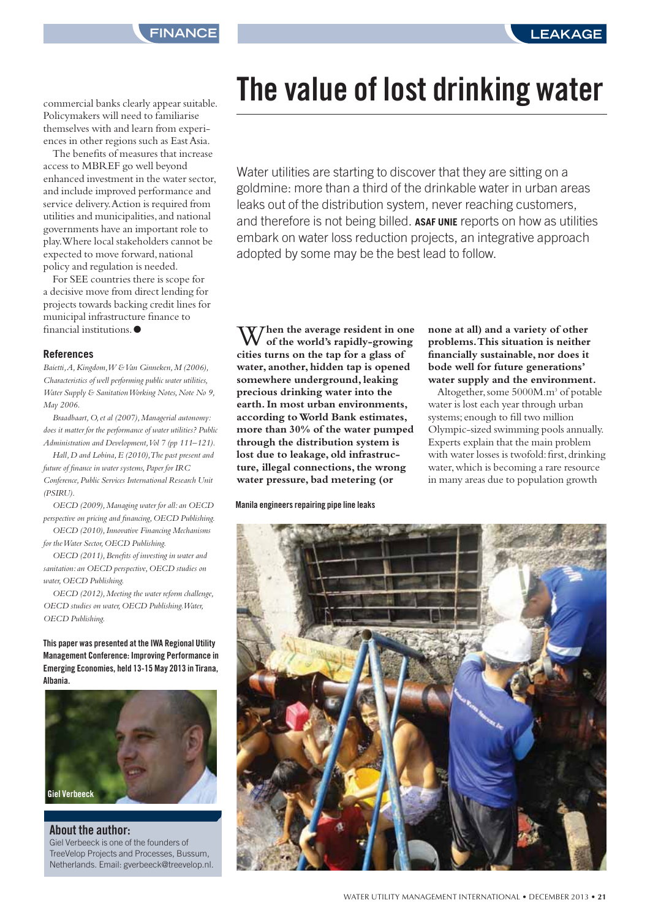commercial banks clearly appear suitable. Policymakers will need to familiarise themselves with and learn from experiences in other regions such as East Asia.

The benefits of measures that increase access to MBREF go well beyond enhanced investment in the water sector, and include improved performance and service delivery. Action is required from utilities and municipalities, and national governments have an important role to play. Where local stakeholders cannot be expected to move forward, national policy and regulation is needed.

For SEE countries there is scope for a decisive move from direct lending for projects towards backing credit lines for municipal infrastructure finance to financial institutions. ●

## References

*Baietti, A, Kingdom, W & Van Ginneken, M (2006), Characteristics of well performing public water utilities, Water Supply & Sanitation Working Notes, Note No 9, May 2006.*

*Braadbaart, O, et al (2007), Managerial autonomy: does it matter for the performance of water utilities? Public Administration and Development, Vol 7 (pp 111–121).*

*Hall, D and Lobina, E (2010), The past present and future of finance in water systems, Paper for IRC Conference, Public Services International Research Unit (PSIRU).*

*OECD (2009), Managing water for all: an OECD perspective on pricing and financing, OECD Publishing.*

*OECD (2010), Innovative Financing Mechanisms for the Water Sector, OECD Publishing.*

*OECD (2011), Benefits of investing in water and sanitation: an OECD perspective, OECD studies on water, OECD Publishing.*

*OECD (2012), Meeting the water reform challenge, OECD studies on water, OECD Publishing. Water, OECD Publishing.*

**This paper was presented at the IWA Regional Utility Management Conference: Improving Performance in Emerging Economies, held 13-15 May 2013 in Tirana, Albania.**

Giel Verbeeck

### About the author:

Giel Verbeeck is one of the founders of TreeVelop Projects and Processes, Bussum, Netherlands. Email: gverbeeck@treevelop.nl.

# The value of lost drinking water

Water utilities are starting to discover that they are sitting on a goldmine: more than a third of the drinkable water in urban areas leaks out of the distribution system, never reaching customers, and therefore is not being billed. **ASAF UNIE** reports on how as utilities embark on water loss reduction projects, an integrative approach adopted by some may be the best lead to follow.

**When the average resident in one of the world's rapidly-growing cities turns on the tap for a glass of water, another, hidden tap is opened somewhere underground, leaking precious drinking water into the earth. In most urban environments, according to World Bank estimates, more than 30% of the water pumped through the distribution system is lost due to leakage, old infrastructure, illegal connections, the wrong water pressure, bad metering (or none at all) and a variety of other problems. This situation is neither financially sustainable, nor does it bode well for future generations' water supply and the environment.**

Altogether, some 5000M.m$^3$ of potable water is lost each year through urban systems; enough to fill two million Olympic-sized swimming pools annually. Experts explain that the main problem with water losses is twofold: first, drinking water, which is becoming a rare resource in many areas due to population growth

Manila engineers repairing pipe line leaks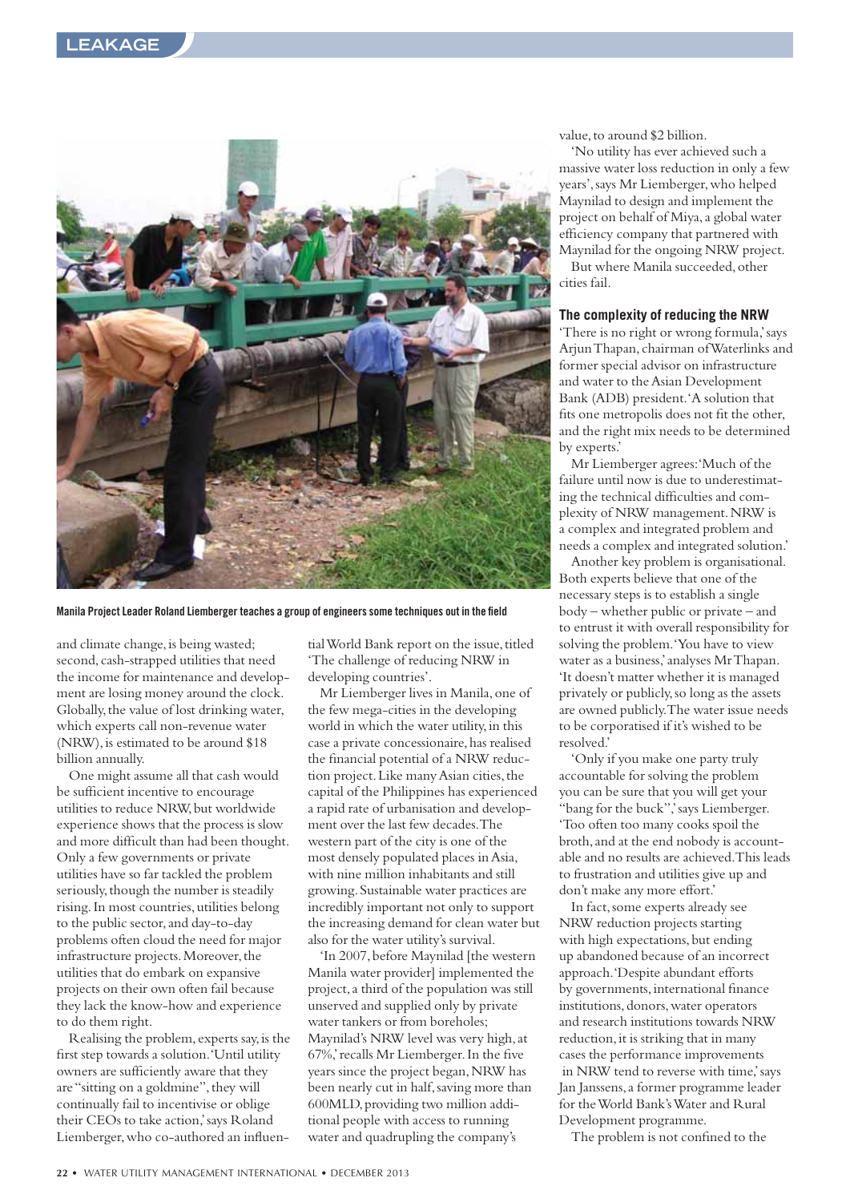Manila Project Leader Roland Liemberger teaches a group of engineers some techniques out in the field

and climate change, is being wasted; second, cash-strapped utilities that need the income for maintenance and development are losing money around the clock. Globally, the value of lost drinking water, which experts call non-revenue water (NRW), is estimated to be around $18 billion annually.

One might assume all that cash would be sufficient incentive to encourage utilities to reduce NRW, but worldwide experience shows that the process is slow and more difficult than had been thought. Only a few governments or private utilities have so far tackled the problem seriously, though the number is steadily rising. In most countries, utilities belong to the public sector, and day-to-day problems often cloud the need for major infrastructure projects. Moreover, the utilities that do embark on expansive projects on their own often fail because they lack the know-how and experience to do them right.

Realising the problem, experts say, is the first step towards a solution. 'Until utility owners are sufficiently aware that they are "sitting on a goldmine", they will continually fail to incentivise or oblige their CEOs to take action,' says Roland Liemberger, who co-authored an influential World Bank report on the issue, titled 'The challenge of reducing NRW in developing countries'.

Mr Liemberger lives in Manila, one of the few mega-cities in the developing world in which the water utility, in this case a private concessionaire, has realised the financial potential of a NRW reduction project. Like many Asian cities, the capital of the Philippines has experienced a rapid rate of urbanisation and development over the last few decades. The western part of the city is one of the most densely populated places in Asia, with nine million inhabitants and still growing. Sustainable water practices are incredibly important not only to support the increasing demand for clean water but also for the water utility's survival.

'In 2007, before Maynilad [the western Manila water provider] implemented the project, a third of the population was still unserved and supplied only by private water tankers or from boreholes; Maynilad's NRW level was very high, at 67%,' recalls Mr Liemberger. In the five years since the project began, NRW has been nearly cut in half, saving more than 600MLD, providing two million additional people with access to running water and quadrupling the company's value, to around $2 billion.

'No utility has ever achieved such a massive water loss reduction in only a few years', says Mr Liemberger, who helped Maynilad to design and implement the project on behalf of Miya, a global water efficiency company that partnered with Maynilad for the ongoing NRW project.

But where Manila succeeded, other cities fail.

## The complexity of reducing the NRW

'There is no right or wrong formula,' says Arjun Thapan, chairman of Waterlinks and former special advisor on infrastructure and water to the Asian Development Bank (ADB) president. 'A solution that fits one metropolis does not fit the other, and the right mix needs to be determined by experts.'

Mr Liemberger agrees: 'Much of the failure until now is due to underestimating the technical difficulties and complexity of NRW management. NRW is a complex and integrated problem and needs a complex and integrated solution.'

Another key problem is organisational. Both experts believe that one of the necessary steps is to establish a single body – whether public or private – and to entrust it with overall responsibility for solving the problem. 'You have to view water as a business,' analyses Mr Thapan. 'It doesn't matter whether it is managed privately or publicly, so long as the assets are owned publicly. The water issue needs to be corporatised if it's wished to be resolved.'

'Only if you make one party truly accountable for solving the problem you can be sure that you will get your "bang for the buck",' says Liemberger. 'Too often too many cooks spoil the broth, and at the end nobody is accountable and no results are achieved. This leads to frustration and utilities give up and don't make any more effort.'

In fact, some experts already see NRW reduction projects starting with high expectations, but ending up abandoned because of an incorrect approach. 'Despite abundant efforts by governments, international finance institutions, donors, water operators and research institutions towards NRW reduction, it is striking that in many cases the performance improvements in NRW tend to reverse with time,' says Jan Janssens, a former programme leader for the World Bank's Water and Rural Development programme.

The problem is not confined to the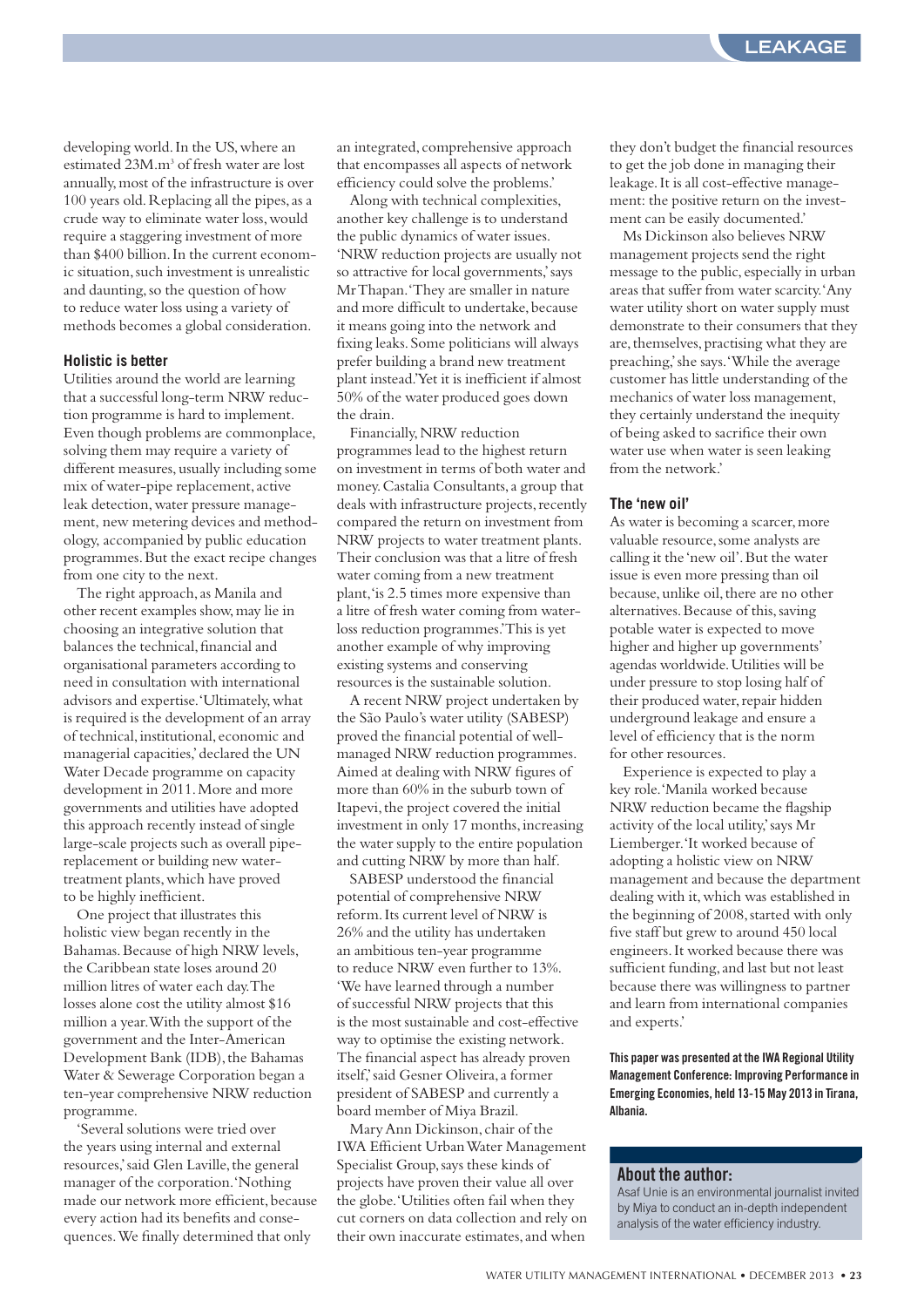developing world. In the US, where an estimated 23M.m$^3$ of fresh water are lost annually, most of the infrastructure is over 100 years old. Replacing all the pipes, as a crude way to eliminate water loss, would require a staggering investment of more than $400 billion. In the current economic situation, such investment is unrealistic and daunting, so the question of how to reduce water loss using a variety of methods becomes a global consideration.

### Holistic is better

Utilities around the world are learning that a successful long-term NRW reduction programme is hard to implement. Even though problems are commonplace, solving them may require a variety of different measures, usually including some mix of water-pipe replacement, active leak detection, water pressure management, new metering devices and methodology, accompanied by public education programmes. But the exact recipe changes from one city to the next.

The right approach, as Manila and other recent examples show, may lie in choosing an integrative solution that balances the technical, financial and organisational parameters according to need in consultation with international advisors and expertise. 'Ultimately, what is required is the development of an array of technical, institutional, economic and managerial capacities,' declared the UN Water Decade programme on capacity development in 2011. More and more governments and utilities have adopted this approach recently instead of single large-scale projects such as overall pipe-replacement or building new water-treatment plants, which have proved to be highly inefficient.

One project that illustrates this holistic view began recently in the Bahamas. Because of high NRW levels, the Caribbean state loses around 20 million litres of water each day. The losses alone cost the utility almost $16 million a year. With the support of the government and the Inter-American Development Bank (IDB), the Bahamas Water & Sewerage Corporation began a ten-year comprehensive NRW reduction programme.

'Several solutions were tried over the years using internal and external resources,' said Glen Laville, the general manager of the corporation. 'Nothing made our network more efficient, because every action had its benefits and consequences. We finally determined that only an integrated, comprehensive approach that encompasses all aspects of network efficiency could solve the problems.'

Along with technical complexities, another key challenge is to understand the public dynamics of water issues. 'NRW reduction projects are usually not so attractive for local governments,' says Mr Thapan. 'They are smaller in nature and more difficult to undertake, because it means going into the network and fixing leaks. Some politicians will always prefer building a brand new treatment plant instead.' Yet it is inefficient if almost 50% of the water produced goes down the drain.

Financially, NRW reduction programmes lead to the highest return on investment in terms of both water and money. Castalia Consultants, a group that deals with infrastructure projects, recently compared the return on investment from NRW projects to water treatment plants. Their conclusion was that a litre of fresh water coming from a new treatment plant, 'is 2.5 times more expensive than a litre of fresh water coming from water-loss reduction programmes.' This is yet another example of why improving existing systems and conserving resources is the sustainable solution.

A recent NRW project undertaken by the São Paulo's water utility (SABESP) proved the financial potential of well-managed NRW reduction programmes. Aimed at dealing with NRW figures of more than 60% in the suburb town of Itapevi, the project covered the initial investment in only 17 months, increasing the water supply to the entire population and cutting NRW by more than half.

SABESP understood the financial potential of comprehensive NRW reform. Its current level of NRW is 26% and the utility has undertaken an ambitious ten-year programme to reduce NRW even further to 13%. 'We have learned through a number of successful NRW projects that this is the most sustainable and cost-effective way to optimise the existing network. The financial aspect has already proven itself,' said Gesner Oliveira, a former president of SABESP and currently a board member of Miya Brazil.

Mary Ann Dickinson, chair of the IWA Efficient Urban Water Management Specialist Group, says these kinds of projects have proven their value all over the globe. 'Utilities often fail when they cut corners on data collection and rely on their own inaccurate estimates, and when they don't budget the financial resources to get the job done in managing their leakage. It is all cost-effective management: the positive return on the investment can be easily documented.'

Ms Dickinson also believes NRW management projects send the right message to the public, especially in urban areas that suffer from water scarcity. 'Any water utility short on water supply must demonstrate to their consumers that they are, themselves, practising what they are preaching,' she says. 'While the average customer has little understanding of the mechanics of water loss management, they certainly understand the inequity of being asked to sacrifice their own water use when water is seen leaking from the network.'

### The 'new oil'

As water is becoming a scarcer, more valuable resource, some analysts are calling it the 'new oil'. But the water issue is even more pressing than oil because, unlike oil, there are no other alternatives. Because of this, saving potable water is expected to move higher and higher up governments' agendas worldwide. Utilities will be under pressure to stop losing half of their produced water, repair hidden underground leakage and ensure a level of efficiency that is the norm for other resources.

Experience is expected to play a key role. 'Manila worked because NRW reduction became the flagship activity of the local utility,' says Mr Liemberger. 'It worked because of adopting a holistic view on NRW management and because the department dealing with it, which was established in the beginning of 2008, started with only five staff but grew to around 450 local engineers. It worked because there was sufficient funding, and last but not least because there was willingness to partner and learn from international companies and experts.'

**This paper was presented at the IWA Regional Utility Management Conference: Improving Performance in Emerging Economies, held 13-15 May 2013 in Tirana, Albania.**

### About the author:

Asaf Unie is an environmental journalist invited by Miya to conduct an in-depth independent analysis of the water efficiency industry.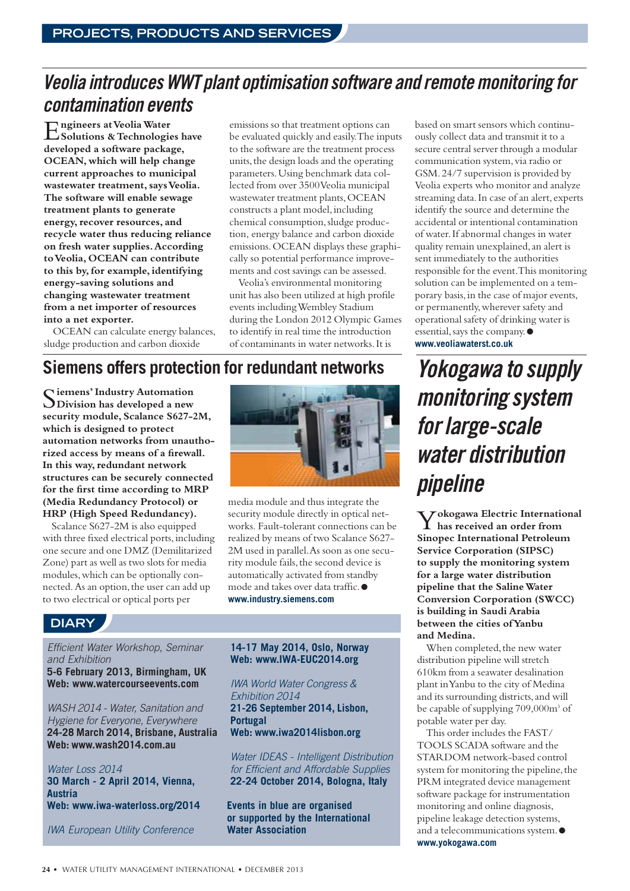## Veolia introduces WWT plant optimisation software and remote monitoring for contamination events

**Engineers at Veolia Water Solutions & Technologies have developed a software package, OCEAN, which will help change current approaches to municipal wastewater treatment, says Veolia. The software will enable sewage treatment plants to generate energy, recover resources, and recycle water thus reducing reliance on fresh water supplies. According to Veolia, OCEAN can contribute to this by, for example, identifying energy-saving solutions and changing wastewater treatment from a net importer of resources into a net exporter.**

OCEAN can calculate energy balances, sludge production and carbon dioxide emissions so that treatment options can be evaluated quickly and easily. The inputs to the software are the treatment process units, the design loads and the operating parameters. Using benchmark data collected from over 3500 Veolia municipal wastewater treatment plants, OCEAN constructs a plant model, including chemical consumption, sludge production, energy balance and carbon dioxide emissions. OCEAN displays these graphically so potential performance improvements and cost savings can be assessed.

Veolia's environmental monitoring unit has also been utilized at high profile events including Wembley Stadium during the London 2012 Olympic Games to identify in real time the introduction of contaminants in water networks. It is based on smart sensors which continuously collect data and transmit it to a secure central server through a modular communication system, via radio or GSM. 24/7 supervision is provided by Veolia experts who monitor and analyze streaming data. In case of an alert, experts identify the source and determine the accidental or intentional contamination of water. If abnormal changes in water quality remain unexplained, an alert is sent immediately to the authorities responsible for the event. This monitoring solution can be implemented on a temporary basis, in the case of major events, or permanently, wherever safety and operational safety of drinking water is essential, says the company. ●

**www.veoliawaterst.co.uk**

## Siemens offers protection for redundant networks

**Siemens' Industry Automation Division has developed a new security module, Scalance S627-2M, which is designed to protect automation networks from unauthorized access by means of a firewall. In this way, redundant network structures can be securely connected for the first time according to MRP (Media Redundancy Protocol) or HRP (High Speed Redundancy).**

Scalance S627-2M is also equipped with three fixed electrical ports, including one secure and one DMZ (Demilitarized Zone) part as well as two slots for media modules, which can be optionally connected. As an option, the user can add up to two electrical or optical ports per media module and thus integrate the security module directly in optical networks. Fault-tolerant connections can be realized by means of two Scalance S627-2M used in parallel. As soon as one security module fails, the second device is automatically activated from standby mode and takes over data traffic. ●

**www.industry.siemens.com**

## Yokogawa to supply monitoring system for large-scale water distribution pipeline

**Yokogawa Electric International has received an order from Sinopec International Petroleum Service Corporation (SIPSC) to supply the monitoring system for a large water distribution pipeline that the Saline Water Conversion Corporation (SWCC) is building in Saudi Arabia between the cities of Yanbu and Medina.**

When completed, the new water distribution pipeline will stretch 610km from a seawater desalination plant in Yanbu to the city of Medina and its surrounding districts, and will be capable of supplying 709,000m$^3$ of potable water per day.

This order includes the FAST/TOOLS SCADA software and the STARDOM network-based control system for monitoring the pipeline, the PRM integrated device management software package for instrumentation monitoring and online diagnosis, pipeline leakage detection systems, and a telecommunications system. ●

**www.yokogawa.com**

## DIARY

*Efficient Water Workshop, Seminar and Exhibition*
**5-6 February 2013, Birmingham, UK**
**Web: www.watercourseevents.com**

*WASH 2014 - Water, Sanitation and Hygiene for Everyone, Everywhere*
**24-28 March 2014, Brisbane, Australia**
**Web: www.wash2014.com.au**

*Water Loss 2014*
**30 March - 2 April 2014, Vienna, Austria**
**Web: www.iwa-waterloss.org/2014**

*IWA European Utility Conference*
**14-17 May 2014, Oslo, Norway**
**Web: www.IWA-EUC2014.org**

*IWA World Water Congress & Exhibition 2014*
**21-26 September 2014, Lisbon, Portugal**
**Web: www.iwa2014lisbon.org**

*Water IDEAS - Intelligent Distribution for Efficient and Affordable Supplies*
**22-24 October 2014, Bologna, Italy**

**Events in blue are organised or supported by the International Water Association**